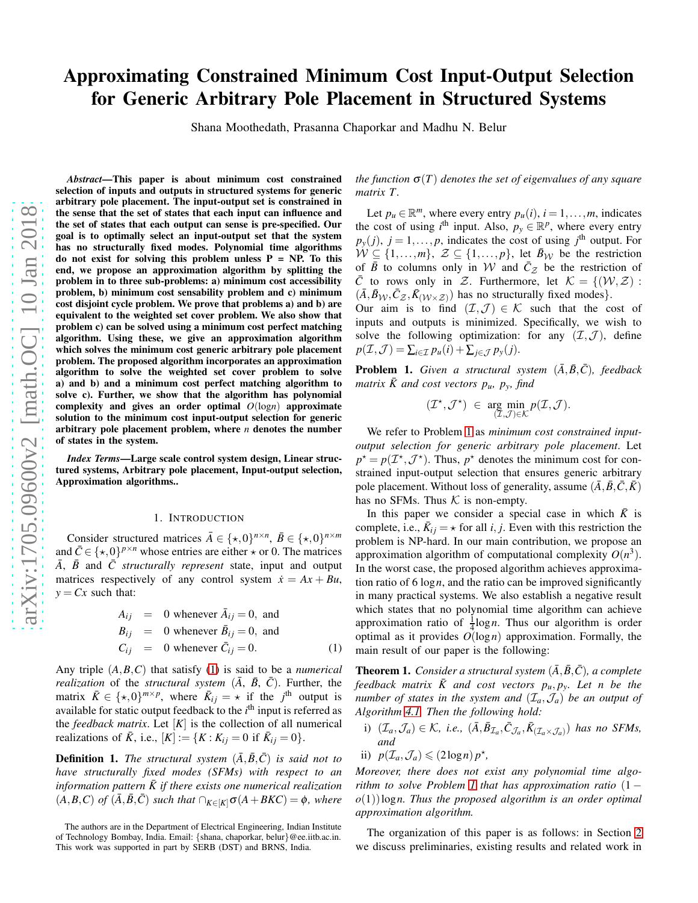# Approximating Constrained Minimum Cost Input-Output Selection for Generic Arbitrary Pole Placement in Structured Systems

Shana Moothedath, Prasanna Chaporkar and Madhu N. Belur

***Abstract*—This paper is about minimum cost constrained selection of inputs and outputs in structured systems for generic arbitrary pole placement. The input-output set is constrained in the sense that the set of states that each input can influence and the set of states that each output can sense is pre-specified. Our goal is to optimally select an input-output set that the system has no structurally fixed modes. Polynomial time algorithms do not exist for solving this problem unless P = NP. To this end, we propose an approximation algorithm by splitting the problem in to three sub-problems: a) minimum cost accessibility problem, b) minimum cost sensability problem and c) minimum cost disjoint cycle problem. We prove that problems a) and b) are equivalent to the weighted set cover problem. We also show that problem c) can be solved using a minimum cost perfect matching algorithm. Using these, we give an approximation algorithm which solves the minimum cost generic arbitrary pole placement problem. The proposed algorithm incorporates an approximation algorithm to solve the weighted set cover problem to solve a) and b) and a minimum cost perfect matching algorithm to solve c). Further, we show that the algorithm has polynomial complexity and gives an order optimal $O(\log n)$ approximate solution to the minimum cost input-output selection for generic arbitrary pole placement problem, where $n$ denotes the number of states in the system.**

***Index Terms*—Large scale control system design, Linear structured systems, Arbitrary pole placement, Input-output selection, Approximation algorithms..**

## 1. Introduction

Consider structured matrices $\bar{A} \in \{\star,0\}^{n\times n}$, $\bar{B} \in \{\star,0\}^{n\times m}$ and $\bar{C} \in \{\star,0\}^{p\times n}$ whose entries are either $\star$ or 0. The matrices $\bar{A}$, $\bar{B}$ and $\bar{C}$ *structurally represent* state, input and output matrices respectively of any control system $\dot{x} = Ax + Bu$, $y = Cx$ such that:

$$
\begin{aligned}
A_{ij} &= 0 \text{ whenever } \bar{A}_{ij} = 0, \text{ and} \\
B_{ij} &= 0 \text{ whenever } \bar{B}_{ij} = 0, \text{ and} \\
C_{ij} &= 0 \text{ whenever } \bar{C}_{ij} = 0.
\end{aligned}
\tag{1}
$$

Any triple $(A,B,C)$ that satisfy (1) is said to be a *numerical realization* of the *structural system* $(\bar{A}, \bar{B}, \bar{C})$. Further, the matrix $\bar{K} \in \{\star,0\}^{m\times p}$, where $\bar{K}_{ij} = \star$ if the $j^{\text{th}}$ output is available for static output feedback to the $i^{\text{th}}$ input is referred as the *feedback matrix*. Let $[K]$ is the collection of all numerical realizations of $\bar{K}$, i.e., $[K] := \{K : K_{ij} = 0 \text{ if } \bar{K}_{ij} = 0\}$.

**Definition 1.** *The structural system $(\bar{A},\bar{B},\bar{C})$ is said not to have structurally fixed modes (SFMs) with respect to an information pattern $\bar{K}$ if there exists one numerical realization $(A,B,C)$ of $(\bar{A},\bar{B},\bar{C})$ such that $\cap_{K\in[K]} \sigma(A+BKC) = \phi$, where the function $\sigma(T)$ denotes the set of eigenvalues of any square matrix $T$.*

Let $p_u \in \mathbb{R}^m$, where every entry $p_u(i)$, $i = 1,\ldots,m$, indicates the cost of using $i^{\text{th}}$ input. Also, $p_y \in \mathbb{R}^p$, where every entry $p_y(j)$, $j = 1,\ldots,p$, indicates the cost of using $j^{\text{th}}$ output. For $\mathcal{W} \subseteq \{1,\ldots,m\}$, $\mathcal{Z} \subseteq \{1,\ldots,p\}$, let $\bar{B}_{\mathcal{W}}$ be the restriction of $\bar{B}$ to columns only in $\mathcal{W}$ and $\bar{C}_{\mathcal{Z}}$ be the restriction of $\bar{C}$ to rows only in $\mathcal{Z}$. Furthermore, let $\mathcal{K} = \{(\mathcal{W},\mathcal{Z}) : (\bar{A},\bar{B}_{\mathcal{W}},\bar{C}_{\mathcal{Z}},\bar{K}_{(\mathcal{W}\times\mathcal{Z})})$ has no structurally fixed modes$\}$.
Our aim is to find $(\mathcal{I},\mathcal{J}) \in \mathcal{K}$ such that the cost of inputs and outputs is minimized. Specifically, we wish to solve the following optimization: for any $(\mathcal{I},\mathcal{J})$, define $p(\mathcal{I},\mathcal{J}) = \sum_{i\in\mathcal{I}} p_u(i) + \sum_{j\in\mathcal{J}} p_y(j)$.

**Problem 1.** *Given a structural system $(\bar{A},\bar{B},\bar{C})$, feedback matrix $\bar{K}$ and cost vectors $p_u$, $p_y$, find*

$$(\mathcal{I}^\star,\mathcal{J}^\star) \in \underset{(\mathcal{I},\mathcal{J})\in\mathcal{K}}{\arg\min}\, p(\mathcal{I},\mathcal{J}).$$

We refer to Problem 1 as *minimum cost constrained input-output selection for generic arbitrary pole placement*. Let $p^\star = p(\mathcal{I}^\star,\mathcal{J}^\star)$. Thus, $p^\star$ denotes the minimum cost for constrained input-output selection that ensures generic arbitrary pole placement. Without loss of generality, assume $(\bar{A},\bar{B},\bar{C},\bar{K})$ has no SFMs. Thus $\mathcal{K}$ is non-empty.

In this paper we consider a special case in which $\bar{K}$ is complete, i.e., $\bar{K}_{ij} = \star$ for all $i,j$. Even with this restriction the problem is NP-hard. In our main contribution, we propose an approximation algorithm of computational complexity $O(n^3)$. In the worst case, the proposed algorithm achieves approximation ratio of $6\log n$, and the ratio can be improved significantly in many practical systems. We also establish a negative result which states that no polynomial time algorithm can achieve approximation ratio of $\frac{1}{4}\log n$. Thus our algorithm is order optimal as it provides $O(\log n)$ approximation. Formally, the main result of our paper is the following:

**Theorem 1.** *Consider a structural system $(\bar{A},\bar{B},\bar{C})$, a complete feedback matrix $\bar{K}$ and cost vectors $p_u, p_y$. Let $n$ be the number of states in the system and $(\mathcal{I}_a,\mathcal{J}_a)$ be an output of Algorithm 4.1. Then the following hold:*

- i) *$(\mathcal{I}_a,\mathcal{J}_a) \in \mathcal{K}$, i.e., $(\bar{A},\bar{B}_{\mathcal{I}_a},\bar{C}_{\mathcal{J}_a},\bar{K}_{(\mathcal{I}_a\times\mathcal{J}_a)})$ has no SFMs, and*
- ii) *$p(\mathcal{I}_a,\mathcal{J}_a) \leqslant (2\log n)\,p^\star$,*

*Moreover, there does not exist any polynomial time algorithm to solve Problem 1 that has approximation ratio $(1-o(1))\log n$. Thus the proposed algorithm is an order optimal approximation algorithm.*

The organization of this paper is as follows: in Section 2 we discuss preliminaries, existing results and related work in

The authors are in the Department of Electrical Engineering, Indian Institute of Technology Bombay, India. Email: {shana, chaporkar, belur}@ee.iitb.ac.in. This work was supported in part by SERB (DST) and BRNS, India.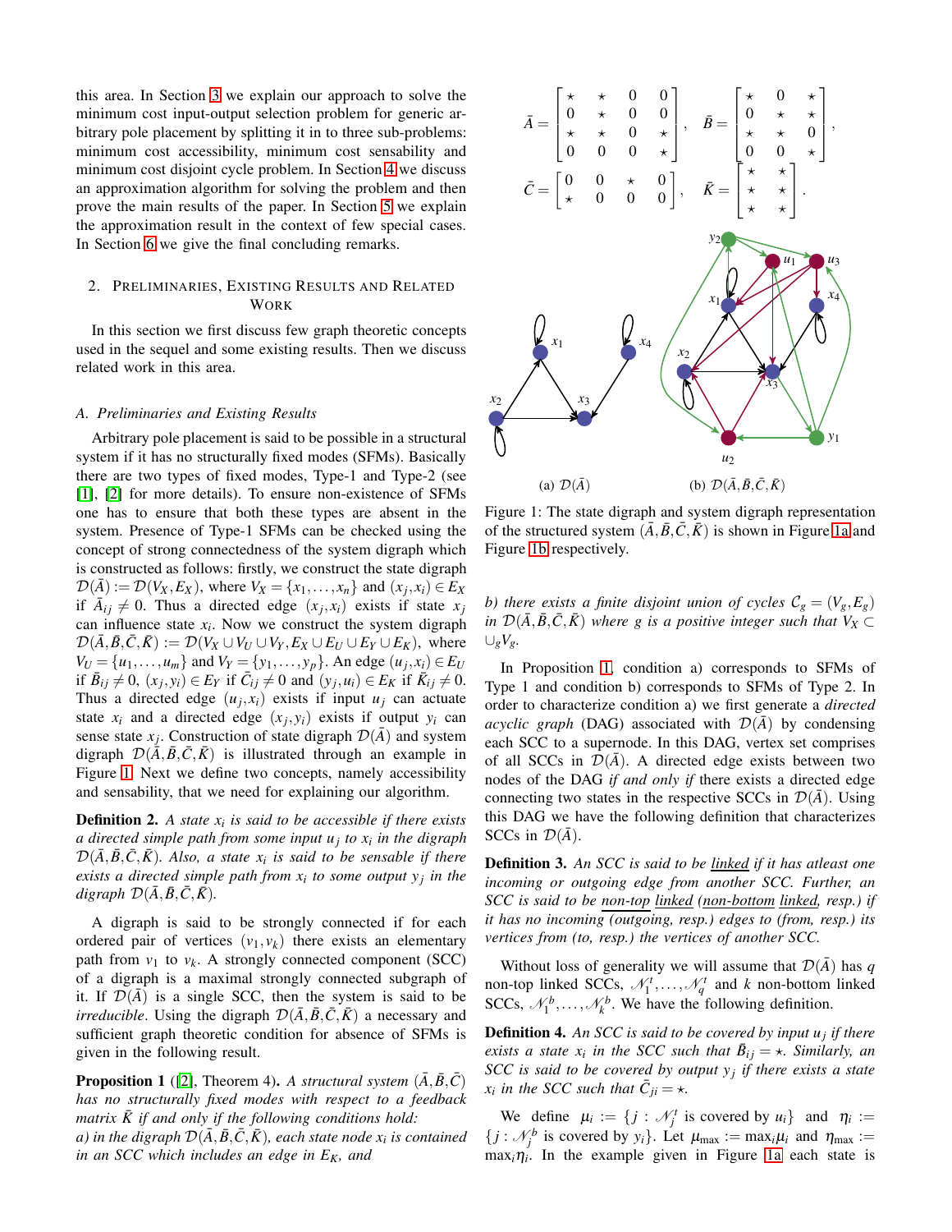this area. In Section 3 we explain our approach to solve the minimum cost input-output selection problem for generic arbitrary pole placement by splitting it in to three sub-problems: minimum cost accessibility, minimum cost sensability and minimum cost disjoint cycle problem. In Section 4 we discuss an approximation algorithm for solving the problem and then prove the main results of the paper. In Section 5 we explain the approximation result in the context of few special cases. In Section 6 we give the final concluding remarks.

## 2. Preliminaries, Existing Results and Related Work

In this section we first discuss few graph theoretic concepts used in the sequel and some existing results. Then we discuss related work in this area.

### A. Preliminaries and Existing Results

Arbitrary pole placement is said to be possible in a structural system if it has no structurally fixed modes (SFMs). Basically there are two types of fixed modes, Type-1 and Type-2 (see [1], [2] for more details). To ensure non-existence of SFMs one has to ensure that both these types are absent in the system. Presence of Type-1 SFMs can be checked using the concept of strong connectedness of the system digraph which is constructed as follows: firstly, we construct the state digraph $\mathcal{D}(\bar{A}) := \mathcal{D}(V_X, E_X)$, where $V_X = \{x_1, \ldots, x_n\}$ and $(x_j, x_i) \in E_X$ if $\bar{A}_{ij} \neq 0$. Thus a directed edge $(x_j, x_i)$ exists if state $x_j$ can influence state $x_i$. Now we construct the system digraph $\mathcal{D}(\bar{A}, \bar{B}, \bar{C}, \bar{K}) := \mathcal{D}(V_X \cup V_U \cup V_Y, E_X \cup E_U \cup E_Y \cup E_K)$, where $V_U = \{u_1, \ldots, u_m\}$ and $V_Y = \{y_1, \ldots, y_p\}$. An edge $(u_j, x_i) \in E_U$ if $\bar{B}_{ij} \neq 0$, $(x_j, y_i) \in E_Y$ if $\bar{C}_{ij} \neq 0$ and $(y_j, u_i) \in E_K$ if $\bar{K}_{ij} \neq 0$. Thus a directed edge $(u_j, x_i)$ exists if input $u_j$ can actuate state $x_i$ and a directed edge $(x_j, y_i)$ exists if output $y_i$ can sense state $x_j$. Construction of state digraph $\mathcal{D}(\bar{A})$ and system digraph $\mathcal{D}(\bar{A}, \bar{B}, \bar{C}, \bar{K})$ is illustrated through an example in Figure 1. Next we define two concepts, namely accessibility and sensability, that we need for explaining our algorithm.

**Definition 2.** *A state $x_i$ is said to be accessible if there exists a directed simple path from some input $u_j$ to $x_i$ in the digraph $\mathcal{D}(\bar{A}, \bar{B}, \bar{C}, \bar{K})$. Also, a state $x_i$ is said to be sensable if there exists a directed simple path from $x_i$ to some output $y_j$ in the digraph $\mathcal{D}(\bar{A}, \bar{B}, \bar{C}, \bar{K})$.*

A digraph is said to be strongly connected if for each ordered pair of vertices $(v_1, v_k)$ there exists an elementary path from $v_1$ to $v_k$. A strongly connected component (SCC) of a digraph is a maximal strongly connected subgraph of it. If $\mathcal{D}(\bar{A})$ is a single SCC, the system is said to be *irreducible*. Using the digraph $\mathcal{D}(\bar{A}, \bar{B}, \bar{C}, \bar{K})$ a necessary and sufficient graph theoretic condition for absence of SFMs is given in the following result.

**Proposition 1** ([2], Theorem 4)**.** *A structural system $(\bar{A}, \bar{B}, \bar{C})$ has no structurally fixed modes with respect to a feedback matrix $\bar{K}$ if and only if the following conditions hold:*
*a) in the digraph $\mathcal{D}(\bar{A}, \bar{B}, \bar{C}, \bar{K})$, each state node $x_i$ is contained in an SCC which includes an edge in $E_K$, and*
*b) there exists a finite disjoint union of cycles $\mathcal{C}_g = (V_g, E_g)$ in $\mathcal{D}(\bar{A}, \bar{B}, \bar{C}, \bar{K})$ where $g$ is a positive integer such that $V_X \subset \cup_g V_g$.*

$$
\bar{A} = \begin{bmatrix} \star & \star & 0 & 0 \\ 0 & \star & 0 & 0 \\ \star & \star & 0 & \star \\ 0 & 0 & 0 & \star \end{bmatrix}, \quad \bar{B} = \begin{bmatrix} \star & 0 & \star \\ 0 & \star & \star \\ \star & \star & 0 \\ 0 & 0 & \star \end{bmatrix},
$$

$$
\bar{C} = \begin{bmatrix} 0 & 0 & \star & 0 \\ \star & 0 & 0 & 0 \end{bmatrix}, \quad \bar{K} = \begin{bmatrix} \star & \star \\ \star & \star \\ \star & \star \end{bmatrix}.
$$

(a) $\mathcal{D}(\bar{A})$ (b) $\mathcal{D}(\bar{A}, \bar{B}, \bar{C}, \bar{K})$

Figure 1: The state digraph and system digraph representation of the structured system $(\bar{A}, \bar{B}, \bar{C}, \bar{K})$ is shown in Figure 1a and Figure 1b respectively.

In Proposition 1, condition a) corresponds to SFMs of Type 1 and condition b) corresponds to SFMs of Type 2. In order to characterize condition a) we first generate a *directed acyclic graph* (DAG) associated with $\mathcal{D}(\bar{A})$ by condensing each SCC to a supernode. In this DAG, vertex set comprises of all SCCs in $\mathcal{D}(\bar{A})$. A directed edge exists between two nodes of the DAG *if and only if* there exists a directed edge connecting two states in the respective SCCs in $\mathcal{D}(\bar{A})$. Using this DAG we have the following definition that characterizes SCCs in $\mathcal{D}(\bar{A})$.

**Definition 3.** *An SCC is said to be linked if it has atleast one incoming or outgoing edge from another SCC. Further, an SCC is said to be non-top linked (non-bottom linked, resp.) if it has no incoming (outgoing, resp.) edges to (from, resp.) its vertices from (to, resp.) the vertices of another SCC.*

Without loss of generality we will assume that $\mathcal{D}(\bar{A})$ has $q$ non-top linked SCCs, $\mathcal{N}_1^t, \ldots, \mathcal{N}_q^t$ and $k$ non-bottom linked SCCs, $\mathcal{N}_1^b, \ldots, \mathcal{N}_k^b$. We have the following definition.

**Definition 4.** *An SCC is said to be covered by input $u_j$ if there exists a state $x_i$ in the SCC such that $\bar{B}_{ij} = \star$. Similarly, an SCC is said to be covered by output $y_j$ if there exists a state $x_i$ in the SCC such that $\bar{C}_{ji} = \star$.*

We define $\mu_i := \{j : \mathcal{N}_j^t \text{ is covered by } u_i\}$ and $\eta_i := \{j : \mathcal{N}_j^b \text{ is covered by } y_i\}$. Let $\mu_{\max} := \max_i \mu_i$ and $\eta_{\max} := \max_i \eta_i$. In the example given in Figure 1a each state is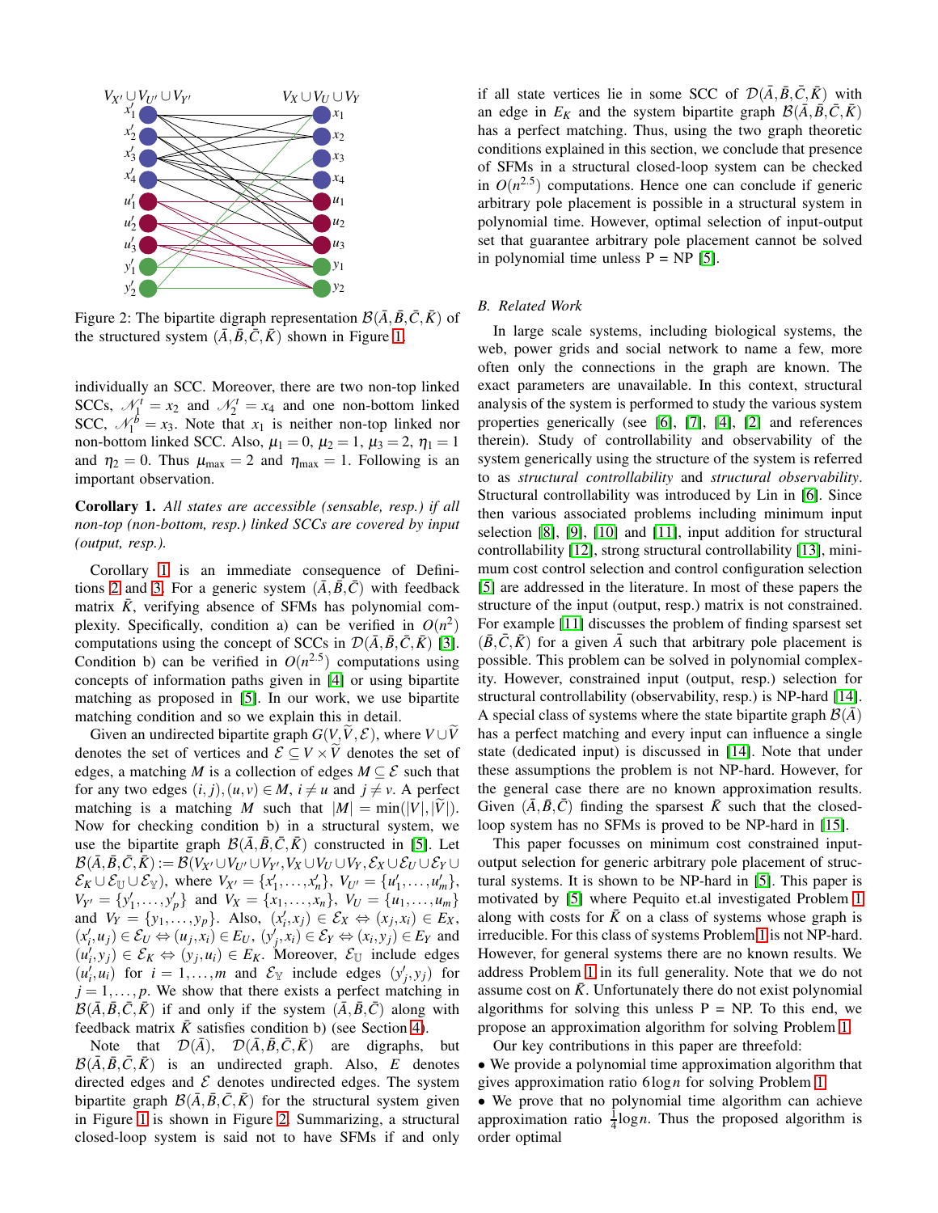Figure 2: The bipartite digraph representation $\mathcal{B}(\bar{A},\bar{B},\bar{C},\bar{K})$ of the structured system $(\bar{A},\bar{B},\bar{C},\bar{K})$ shown in Figure 1.

individually an SCC. Moreover, there are two non-top linked SCCs, $\mathcal{N}_1^t = x_2$ and $\mathcal{N}_2^t = x_4$ and one non-bottom linked SCC, $\mathcal{N}_1^b = x_3$. Note that $x_1$ is neither non-top linked nor non-bottom linked SCC. Also, $\mu_1 = 0$, $\mu_2 = 1$, $\mu_3 = 2$, $\eta_1 = 1$ and $\eta_2 = 0$. Thus $\mu_{\max} = 2$ and $\eta_{\max} = 1$. Following is an important observation.

**Corollary 1.** *All states are accessible (sensable, resp.) if all non-top (non-bottom, resp.) linked SCCs are covered by input (output, resp.).*

Corollary 1 is an immediate consequence of Definitions 2 and 3. For a generic system $(\bar{A},\bar{B},\bar{C})$ with feedback matrix $\bar{K}$, verifying absence of SFMs has polynomial complexity. Specifically, condition a) can be verified in $O(n^2)$ computations using the concept of SCCs in $\mathcal{D}(\bar{A},\bar{B},\bar{C},\bar{K})$ [3]. Condition b) can be verified in $O(n^{2.5})$ computations using concepts of information paths given in [4] or using bipartite matching as proposed in [5]. In our work, we use bipartite matching condition and so we explain this in detail.

Given an undirected bipartite graph $G(V,\widetilde{V},\mathcal{E})$, where $V \cup \widetilde{V}$ denotes the set of vertices and $\mathcal{E} \subseteq V \times \widetilde{V}$ denotes the set of edges, a matching $M$ is a collection of edges $M \subseteq \mathcal{E}$ such that for any two edges $(i,j),(u,v) \in M$, $i \neq u$ and $j \neq v$. A perfect matching is a matching $M$ such that $|M| = \min(|V|,|\widetilde{V}|)$. Now for checking condition b) in a structural system, we use the bipartite graph $\mathcal{B}(\bar{A},\bar{B},\bar{C},\bar{K})$ constructed in [5]. Let $\mathcal{B}(\bar{A},\bar{B},\bar{C},\bar{K}) := \mathcal{B}(V_{X'} \cup V_{U'} \cup V_{Y'}, V_X \cup V_U \cup V_Y, \mathcal{E}_X \cup \mathcal{E}_U \cup \mathcal{E}_Y \cup \mathcal{E}_K \cup \mathcal{E}_{\mathbb{U}} \cup \mathcal{E}_{\mathbb{Y}})$, where $V_{X'} = \{x'_1,\ldots,x'_n\}$, $V_{U'} = \{u'_1,\ldots,u'_m\}$, $V_{Y'} = \{y'_1,\ldots,y'_p\}$ and $V_X = \{x_1,\ldots,x_n\}$, $V_U = \{u_1,\ldots,u_m\}$ and $V_Y = \{y_1,\ldots,y_p\}$. Also, $(x'_i,x_j) \in \mathcal{E}_X \Leftrightarrow (x_j,x_i) \in E_X$, $(x'_i,u_j) \in \mathcal{E}_U \Leftrightarrow (u_j,x_i) \in E_U$, $(y'_j,x_i) \in \mathcal{E}_Y \Leftrightarrow (x_i,y_j) \in E_Y$ and $(u'_i,y_j) \in \mathcal{E}_K \Leftrightarrow (y_j,u_i) \in E_K$. Moreover, $\mathcal{E}_{\mathbb{U}}$ include edges $(u'_i,u_i)$ for $i = 1,\ldots,m$ and $\mathcal{E}_{\mathbb{Y}}$ include edges $(y'_j,y_j)$ for $j = 1,\ldots,p$. We show that there exists a perfect matching in $\mathcal{B}(\bar{A},\bar{B},\bar{C},\bar{K})$ if and only if the system $(\bar{A},\bar{B},\bar{C})$ along with feedback matrix $\bar{K}$ satisfies condition b) (see Section 4).

Note that $\mathcal{D}(\bar{A})$, $\mathcal{D}(\bar{A},\bar{B},\bar{C},\bar{K})$ are digraphs, but $\mathcal{B}(\bar{A},\bar{B},\bar{C},\bar{K})$ is an undirected graph. Also, $E$ denotes directed edges and $\mathcal{E}$ denotes undirected edges. The system bipartite graph $\mathcal{B}(\bar{A},\bar{B},\bar{C},\bar{K})$ for the structural system given in Figure 1 is shown in Figure 2. Summarizing, a structural closed-loop system is said not to have SFMs if and only if all state vertices lie in some SCC of $\mathcal{D}(\bar{A},\bar{B},\bar{C},\bar{K})$ with an edge in $E_K$ and the system bipartite graph $\mathcal{B}(\bar{A},\bar{B},\bar{C},\bar{K})$ has a perfect matching. Thus, using the two graph theoretic conditions explained in this section, we conclude that presence of SFMs in a structural closed-loop system can be checked in $O(n^{2.5})$ computations. Hence one can conclude if generic arbitrary pole placement is possible in a structural system in polynomial time. However, optimal selection of input-output set that guarantee arbitrary pole placement cannot be solved in polynomial time unless P = NP [5].

### B. Related Work

In large scale systems, including biological systems, the web, power grids and social network to name a few, more often only the connections in the graph are known. The exact parameters are unavailable. In this context, structural analysis of the system is performed to study the various system properties generically (see [6], [7], [4], [2] and references therein). Study of controllability and observability of the system generically using the structure of the system is referred to as *structural controllability* and *structural observability*. Structural controllability was introduced by Lin in [6]. Since then various associated problems including minimum input selection [8], [9], [10] and [11], input addition for structural controllability [12], strong structural controllability [13], minimum cost control selection and control configuration selection [5] are addressed in the literature. In most of these papers the structure of the input (output, resp.) matrix is not constrained. For example [11] discusses the problem of finding sparsest set $(\bar{B},\bar{C},\bar{K})$ for a given $\bar{A}$ such that arbitrary pole placement is possible. This problem can be solved in polynomial complexity. However, constrained input (output, resp.) selection for structural controllability (observability, resp.) is NP-hard [14]. A special class of systems where the state bipartite graph $\mathcal{B}(\bar{A})$ has a perfect matching and every input can influence a single state (dedicated input) is discussed in [14]. Note that under these assumptions the problem is not NP-hard. However, for the general case there are no known approximation results. Given $(\bar{A},\bar{B},\bar{C})$ finding the sparsest $\bar{K}$ such that the closed-loop system has no SFMs is proved to be NP-hard in [15].

This paper focusses on minimum cost constrained input-output selection for generic arbitrary pole placement of structural systems. It is shown to be NP-hard in [5]. This paper is motivated by [5] where Pequito et.al investigated Problem 1 along with costs for $\bar{K}$ on a class of systems whose graph is irreducible. For this class of systems Problem 1 is not NP-hard. However, for general systems there are no known results. We address Problem 1 in its full generality. Note that we do not assume cost on $\bar{K}$. Unfortunately there do not exist polynomial algorithms for solving this unless P = NP. To this end, we propose an approximation algorithm for solving Problem 1.

Our key contributions in this paper are threefold:

- We provide a polynomial time approximation algorithm that gives approximation ratio $6\log n$ for solving Problem 1.
- We prove that no polynomial time algorithm can achieve approximation ratio $\frac{1}{4}\log n$. Thus the proposed algorithm is order optimal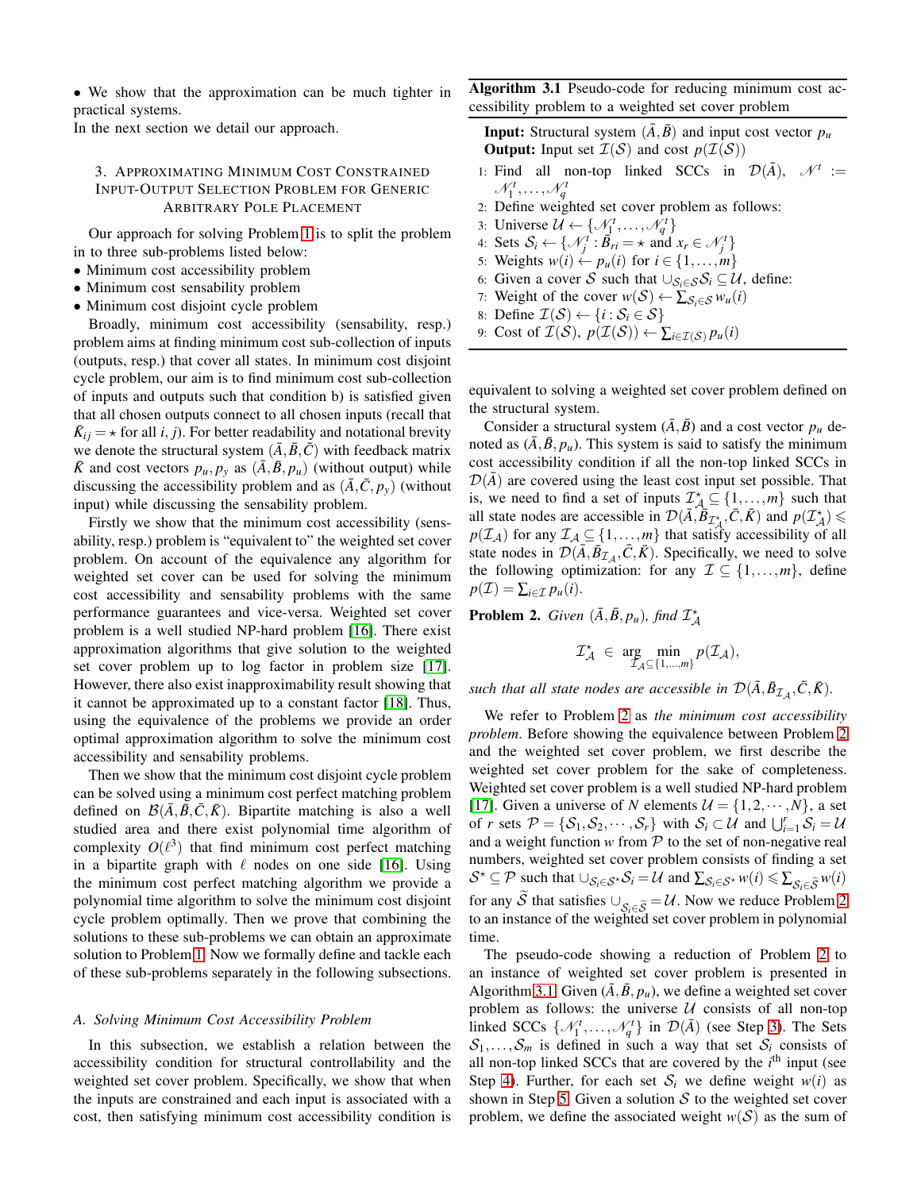• We show that the approximation can be much tighter in practical systems.

In the next section we detail our approach.

## 3. Approximating Minimum Cost Constrained Input-Output Selection Problem for Generic Arbitrary Pole Placement

Our approach for solving Problem 1 is to split the problem in to three sub-problems listed below:

- Minimum cost accessibility problem
- Minimum cost sensability problem
- Minimum cost disjoint cycle problem

Broadly, minimum cost accessibility (sensability, resp.) problem aims at finding minimum cost sub-collection of inputs (outputs, resp.) that cover all states. In minimum cost disjoint cycle problem, our aim is to find minimum cost sub-collection of inputs and outputs such that condition b) is satisfied given that all chosen outputs connect to all chosen inputs (recall that $\bar{K}_{ij} = \star$ for all $i, j$). For better readability and notational brevity we denote the structural system $(\bar{A}, \bar{B}, \bar{C})$ with feedback matrix $\bar{K}$ and cost vectors $p_u, p_y$ as $(\bar{A}, \bar{B}, p_u)$ (without output) while discussing the accessibility problem and as $(\bar{A}, \bar{C}, p_y)$ (without input) while discussing the sensability problem.

Firstly we show that the minimum cost accessibility (sensability, resp.) problem is "equivalent to" the weighted set cover problem. On account of the equivalence any algorithm for weighted set cover can be used for solving the minimum cost accessibility and sensability problems with the same performance guarantees and vice-versa. Weighted set cover problem is a well studied NP-hard problem [16]. There exist approximation algorithms that give solution to the weighted set cover problem up to log factor in problem size [17]. However, there also exist inapproximability result showing that it cannot be approximated up to a constant factor [18]. Thus, using the equivalence of the problems we provide an order optimal approximation algorithm to solve the minimum cost accessibility and sensability problems.

Then we show that the minimum cost disjoint cycle problem can be solved using a minimum cost perfect matching problem defined on $\mathcal{B}(\bar{A}, \bar{B}, \bar{C}, \bar{K})$. Bipartite matching is also a well studied area and there exist polynomial time algorithm of complexity $O(\ell^3)$ that find minimum cost perfect matching in a bipartite graph with $\ell$ nodes on one side [16]. Using the minimum cost perfect matching algorithm we provide a polynomial time algorithm to solve the minimum cost disjoint cycle problem optimally. Then we prove that combining the solutions to these sub-problems we can obtain an approximate solution to Problem 1. Now we formally define and tackle each of these sub-problems separately in the following subsections.

### A. Solving Minimum Cost Accessibility Problem

In this subsection, we establish a relation between the accessibility condition for structural controllability and the weighted set cover problem. Specifically, we show that when the inputs are constrained and each input is associated with a cost, then satisfying minimum cost accessibility condition is equivalent to solving a weighted set cover problem defined on the structural system.

**Algorithm 3.1** Pseudo-code for reducing minimum cost accessibility problem to a weighted set cover problem

**Input:** Structural system $(\bar{A}, \bar{B})$ and input cost vector $p_u$
**Output:** Input set $\mathcal{I}(\mathcal{S})$ and cost $p(\mathcal{I}(\mathcal{S}))$

1: Find all non-top linked SCCs in $\mathcal{D}(\bar{A})$, $\mathcal{N}^t := \mathcal{N}^t_1, \ldots, \mathcal{N}^t_q$
2: Define weighted set cover problem as follows:
3: Universe $\mathcal{U} \leftarrow \{\mathcal{N}^t_1, \ldots, \mathcal{N}^t_q\}$
4: Sets $\mathcal{S}_i \leftarrow \{\mathcal{N}^t_j : \bar{B}_{ri} = \star$ and $x_r \in \mathcal{N}^t_j\}$
5: Weights $w(i) \leftarrow p_u(i)$ for $i \in \{1, \ldots, m\}$
6: Given a cover $\mathcal{S}$ such that $\cup_{\mathcal{S}_i \in \mathcal{S}} \mathcal{S}_i \subseteq \mathcal{U}$, define:
7: Weight of the cover $w(\mathcal{S}) \leftarrow \sum_{\mathcal{S}_i \in \mathcal{S}} w_u(i)$
8: Define $\mathcal{I}(\mathcal{S}) \leftarrow \{i : \mathcal{S}_i \in \mathcal{S}\}$
9: Cost of $\mathcal{I}(\mathcal{S})$, $p(\mathcal{I}(\mathcal{S})) \leftarrow \sum_{i \in \mathcal{I}(\mathcal{S})} p_u(i)$

Consider a structural system $(\bar{A}, \bar{B})$ and a cost vector $p_u$ denoted as $(\bar{A}, \bar{B}, p_u)$. This system is said to satisfy the minimum cost accessibility condition if all the non-top linked SCCs in $\mathcal{D}(\bar{A})$ are covered using the least cost input set possible. That is, we need to find a set of inputs $\mathcal{I}^\star_{\mathcal{A}} \subseteq \{1, \ldots, m\}$ such that all state nodes are accessible in $\mathcal{D}(\bar{A}, \bar{B}_{\mathcal{I}^\star_{\mathcal{A}}}, \bar{C}, \bar{K})$ and $p(\mathcal{I}^\star_{\mathcal{A}}) \leqslant p(\mathcal{I}_{\mathcal{A}})$ for any $\mathcal{I}_{\mathcal{A}} \subseteq \{1, \ldots, m\}$ that satisfy accessibility of all state nodes in $\mathcal{D}(\bar{A}, \bar{B}_{\mathcal{I}_{\mathcal{A}}}, \bar{C}, \bar{K})$. Specifically, we need to solve the following optimization: for any $\mathcal{I} \subseteq \{1, \ldots, m\}$, define $p(\mathcal{I}) = \sum_{i \in \mathcal{I}} p_u(i)$.

**Problem 2.** *Given $(\bar{A}, \bar{B}, p_u)$, find $\mathcal{I}^\star_{\mathcal{A}}$*

$$\mathcal{I}^\star_{\mathcal{A}} \in \arg \min_{\mathcal{I}_{\mathcal{A}} \subseteq \{1, \ldots, m\}} p(\mathcal{I}_{\mathcal{A}}),$$

*such that all state nodes are accessible in $\mathcal{D}(\bar{A}, \bar{B}_{\mathcal{I}_{\mathcal{A}}}, \bar{C}, \bar{K})$.*

We refer to Problem 2 as *the minimum cost accessibility problem*. Before showing the equivalence between Problem 2 and the weighted set cover problem, we first describe the weighted set cover problem for the sake of completeness. Weighted set cover problem is a well studied NP-hard problem [17]. Given a universe of $N$ elements $\mathcal{U} = \{1, 2, \cdots, N\}$, a set of $r$ sets $\mathcal{P} = \{\mathcal{S}_1, \mathcal{S}_2, \cdots, \mathcal{S}_r\}$ with $\mathcal{S}_i \subset \mathcal{U}$ and $\bigcup_{i=1}^r \mathcal{S}_i = \mathcal{U}$ and a weight function $w$ from $\mathcal{P}$ to the set of non-negative real numbers, weighted set cover problem consists of finding a set $\mathcal{S}^\star \subseteq \mathcal{P}$ such that $\cup_{\mathcal{S}_i \in \mathcal{S}^\star} \mathcal{S}_i = \mathcal{U}$ and $\sum_{\mathcal{S}_i \in \mathcal{S}^\star} w(i) \leqslant \sum_{\mathcal{S}_i \in \widetilde{\mathcal{S}}} w(i)$ for any $\widetilde{\mathcal{S}}$ that satisfies $\cup_{\mathcal{S}_i \in \widetilde{\mathcal{S}}} = \mathcal{U}$. Now we reduce Problem 2 to an instance of the weighted set cover problem in polynomial time.

The pseudo-code showing a reduction of Problem 2 to an instance of weighted set cover problem is presented in Algorithm 3.1. Given $(\bar{A}, \bar{B}, p_u)$, we define a weighted set cover problem as follows: the universe $\mathcal{U}$ consists of all non-top linked SCCs $\{\mathcal{N}^t_1, \ldots, \mathcal{N}^t_q\}$ in $\mathcal{D}(\bar{A})$ (see Step 3). The Sets $\mathcal{S}_1, \ldots, \mathcal{S}_m$ is defined in such a way that set $\mathcal{S}_i$ consists of all non-top linked SCCs that are covered by the $i^{\text{th}}$ input (see Step 4). Further, for each set $\mathcal{S}_i$ we define weight $w(i)$ as shown in Step 5. Given a solution $\mathcal{S}$ to the weighted set cover problem, we define the associated weight $w(\mathcal{S})$ as the sum of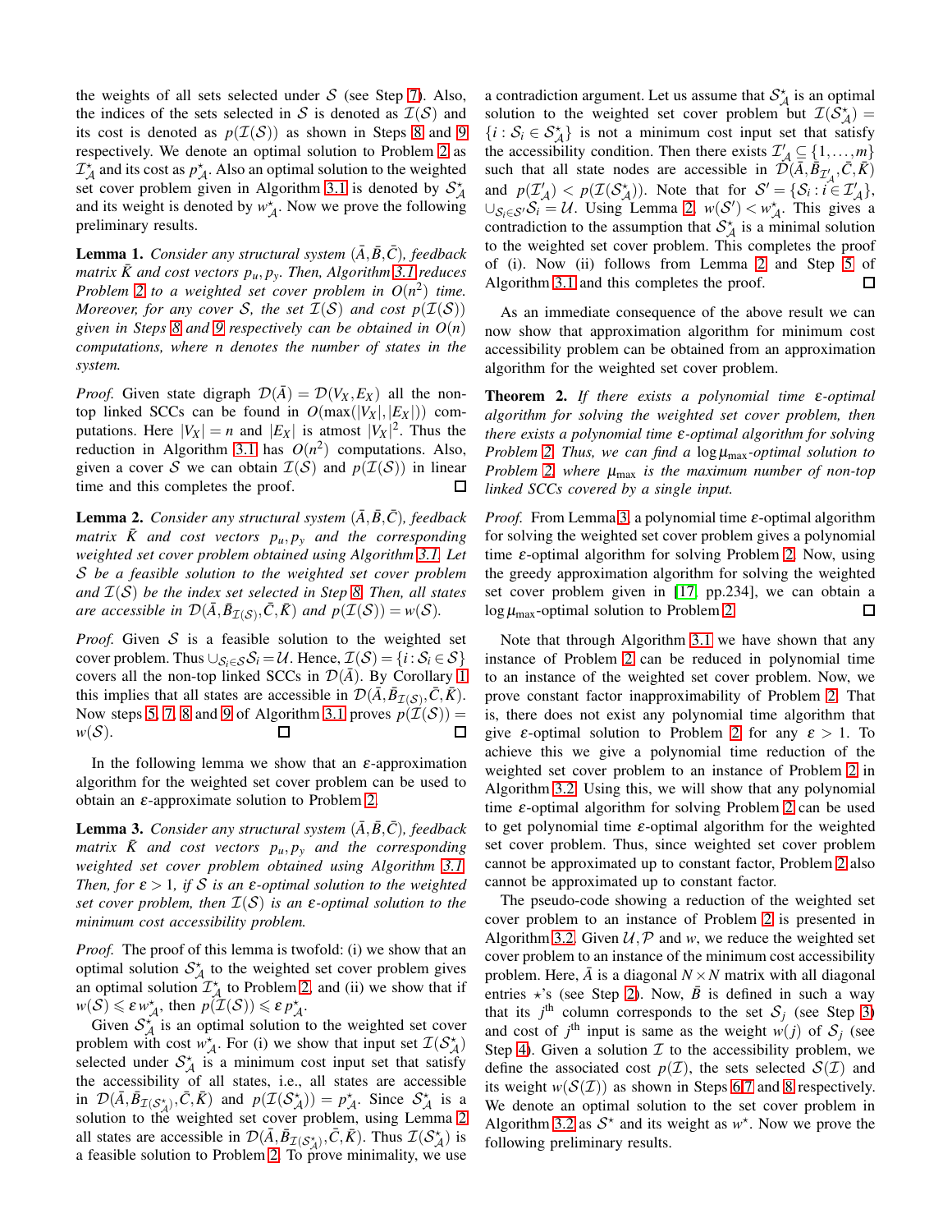the weights of all sets selected under $\mathcal{S}$ (see Step 7). Also, the indices of the sets selected in $\mathcal{S}$ is denoted as $\mathcal{I}(\mathcal{S})$ and its cost is denoted as $p(\mathcal{I}(\mathcal{S}))$ as shown in Steps 8 and 9 respectively. We denote an optimal solution to Problem 2 as $\mathcal{I}^\star_{\mathcal{A}}$ and its cost as $p^\star_{\mathcal{A}}$. Also an optimal solution to the weighted set cover problem given in Algorithm 3.1 is denoted by $\mathcal{S}^\star_{\mathcal{A}}$ and its weight is denoted by $w^\star_{\mathcal{A}}$. Now we prove the following preliminary results.

**Lemma 1.** *Consider any structural system $(\bar{A}, \bar{B}, \bar{C})$, feedback matrix $\bar{K}$ and cost vectors $p_u, p_y$. Then, Algorithm 3.1 reduces Problem 2 to a weighted set cover problem in $O(n^2)$ time. Moreover, for any cover $\mathcal{S}$, the set $\mathcal{I}(\mathcal{S})$ and cost $p(\mathcal{I}(\mathcal{S}))$ given in Steps 8 and 9 respectively can be obtained in $O(n)$ computations, where $n$ denotes the number of states in the system.*

*Proof.* Given state digraph $\mathcal{D}(\bar{A}) = \mathcal{D}(V_X, E_X)$ all the non-top linked SCCs can be found in $O(\max(|V_X|, |E_X|))$ computations. Here $|V_X| = n$ and $|E_X|$ is atmost $|V_X|^2$. Thus the reduction in Algorithm 3.1 has $O(n^2)$ computations. Also, given a cover $\mathcal{S}$ we can obtain $\mathcal{I}(\mathcal{S})$ and $p(\mathcal{I}(\mathcal{S}))$ in linear time and this completes the proof. □

**Lemma 2.** *Consider any structural system $(\bar{A}, \bar{B}, \bar{C})$, feedback matrix $\bar{K}$ and cost vectors $p_u, p_y$ and the corresponding weighted set cover problem obtained using Algorithm 3.1. Let $\mathcal{S}$ be a feasible solution to the weighted set cover problem and $\mathcal{I}(\mathcal{S})$ be the index set selected in Step 8. Then, all states are accessible in $\mathcal{D}(\bar{A}, \bar{B}_{\mathcal{I}(\mathcal{S})}, \bar{C}, \bar{K})$ and $p(\mathcal{I}(\mathcal{S})) = w(\mathcal{S})$.*

*Proof.* Given $\mathcal{S}$ is a feasible solution to the weighted set cover problem. Thus $\cup_{\mathcal{S}_i \in \mathcal{S}} \mathcal{S}_i = \mathcal{U}$. Hence, $\mathcal{I}(\mathcal{S}) = \{i : \mathcal{S}_i \in \mathcal{S}\}$ covers all the non-top linked SCCs in $\mathcal{D}(\bar{A})$. By Corollary 1 this implies that all states are accessible in $\mathcal{D}(\bar{A}, \bar{B}_{\mathcal{I}(\mathcal{S})}, \bar{C}, \bar{K})$. Now steps 5, 7, 8 and 9 of Algorithm 3.1 proves $p(\mathcal{I}(\mathcal{S})) = w(\mathcal{S})$. □ □

In the following lemma we show that an $\varepsilon$-approximation algorithm for the weighted set cover problem can be used to obtain an $\varepsilon$-approximate solution to Problem 2.

**Lemma 3.** *Consider any structural system $(\bar{A}, \bar{B}, \bar{C})$, feedback matrix $\bar{K}$ and cost vectors $p_u, p_y$ and the corresponding weighted set cover problem obtained using Algorithm 3.1. Then, for $\varepsilon > 1$, if $\mathcal{S}$ is an $\varepsilon$-optimal solution to the weighted set cover problem, then $\mathcal{I}(\mathcal{S})$ is an $\varepsilon$-optimal solution to the minimum cost accessibility problem.*

*Proof.* The proof of this lemma is twofold: (i) we show that an optimal solution $\mathcal{S}^\star_{\mathcal{A}}$ to the weighted set cover problem gives an optimal solution $\mathcal{I}^\star_{\mathcal{A}}$ to Problem 2, and (ii) we show that if $w(\mathcal{S}) \leqslant \varepsilon\, w^\star_{\mathcal{A}}$, then $p(\mathcal{I}(\mathcal{S})) \leqslant \varepsilon\, p^\star_{\mathcal{A}}$.

Given $\mathcal{S}^\star_{\mathcal{A}}$ is an optimal solution to the weighted set cover problem with cost $w^\star_{\mathcal{A}}$. For (i) we show that input set $\mathcal{I}(\mathcal{S}^\star_{\mathcal{A}})$ selected under $\mathcal{S}^\star_{\mathcal{A}}$ is a minimum cost input set that satisfy the accessibility of all states, i.e., all states are accessible in $\mathcal{D}(\bar{A}, \bar{B}_{\mathcal{I}(\mathcal{S}^\star_{\mathcal{A}})}, \bar{C}, \bar{K})$ and $p(\mathcal{I}(\mathcal{S}^\star_{\mathcal{A}})) = p^\star_{\mathcal{A}}$. Since $\mathcal{S}^\star_{\mathcal{A}}$ is a solution to the weighted set cover problem, using Lemma 2 all states are accessible in $\mathcal{D}(\bar{A}, \bar{B}_{\mathcal{I}(\mathcal{S}^\star_{\mathcal{A}})}, \bar{C}, \bar{K})$. Thus $\mathcal{I}(\mathcal{S}^\star_{\mathcal{A}})$ is a feasible solution to Problem 2. To prove minimality, we use a contradiction argument. Let us assume that $\mathcal{S}^\star_{\mathcal{A}}$ is an optimal solution to the weighted set cover problem but $\mathcal{I}(\mathcal{S}^\star_{\mathcal{A}}) = \{i : \mathcal{S}_i \in \mathcal{S}^\star_{\mathcal{A}}\}$ is not a minimum cost input set that satisfy the accessibility condition. Then there exists $\mathcal{I}'_{\mathcal{A}} \subseteq \{1, \ldots, m\}$ such that all state nodes are accessible in $\mathcal{D}(\bar{A}, \bar{B}_{\mathcal{I}'_{\mathcal{A}}}, \bar{C}, \bar{K})$ and $p(\mathcal{I}'_{\mathcal{A}}) < p(\mathcal{I}(\mathcal{S}^\star_{\mathcal{A}}))$. Note that for $\mathcal{S}' = \{\mathcal{S}_i : i \in \mathcal{I}'_{\mathcal{A}}\}$, $\cup_{\mathcal{S}_i \in \mathcal{S}'} \mathcal{S}_i = \mathcal{U}$. Using Lemma 2, $w(\mathcal{S}') < w^\star_{\mathcal{A}}$. This gives a contradiction to the assumption that $\mathcal{S}^\star_{\mathcal{A}}$ is a minimal solution to the weighted set cover problem. This completes the proof of (i). Now (ii) follows from Lemma 2 and Step 5 of Algorithm 3.1 and this completes the proof. □

As an immediate consequence of the above result we can now show that approximation algorithm for minimum cost accessibility problem can be obtained from an approximation algorithm for the weighted set cover problem.

**Theorem 2.** *If there exists a polynomial time $\varepsilon$-optimal algorithm for solving the weighted set cover problem, then there exists a polynomial time $\varepsilon$-optimal algorithm for solving Problem 2. Thus, we can find a $\log \mu_{\max}$-optimal solution to Problem 2, where $\mu_{\max}$ is the maximum number of non-top linked SCCs covered by a single input.*

*Proof.* From Lemma 3, a polynomial time $\varepsilon$-optimal algorithm for solving the weighted set cover problem gives a polynomial time $\varepsilon$-optimal algorithm for solving Problem 2. Now, using the greedy approximation algorithm for solving the weighted set cover problem given in [17, pp.234], we can obtain a $\log \mu_{\max}$-optimal solution to Problem 2. □

Note that through Algorithm 3.1 we have shown that any instance of Problem 2 can be reduced in polynomial time to an instance of the weighted set cover problem. Now, we prove constant factor inapproximability of Problem 2. That is, there does not exist any polynomial time algorithm that give $\varepsilon$-optimal solution to Problem 2 for any $\varepsilon > 1$. To achieve this we give a polynomial time reduction of the weighted set cover problem to an instance of Problem 2 in Algorithm 3.2. Using this, we will show that any polynomial time $\varepsilon$-optimal algorithm for solving Problem 2 can be used to get polynomial time $\varepsilon$-optimal algorithm for the weighted set cover problem. Thus, since weighted set cover problem cannot be approximated up to constant factor, Problem 2 also cannot be approximated up to constant factor.

The pseudo-code showing a reduction of the weighted set cover problem to an instance of Problem 2 is presented in Algorithm 3.2. Given $\mathcal{U}, \mathcal{P}$ and $w$, we reduce the weighted set cover problem to an instance of the minimum cost accessibility problem. Here, $\bar{A}$ is a diagonal $N \times N$ matrix with all diagonal entries $\star$'s (see Step 2). Now, $\bar{B}$ is defined in such a way that its $j^{\text{th}}$ column corresponds to the set $\mathcal{S}_j$ (see Step 3) and cost of $j^{\text{th}}$ input is same as the weight $w(j)$ of $\mathcal{S}_j$ (see Step 4). Given a solution $\mathcal{I}$ to the accessibility problem, we define the associated cost $p(\mathcal{I})$, the sets selected $\mathcal{S}(\mathcal{I})$ and its weight $w(\mathcal{S}(\mathcal{I}))$ as shown in Steps 6,7 and 8 respectively. We denote an optimal solution to the set cover problem in Algorithm 3.2 as $\mathcal{S}^\star$ and its weight as $w^\star$. Now we prove the following preliminary results.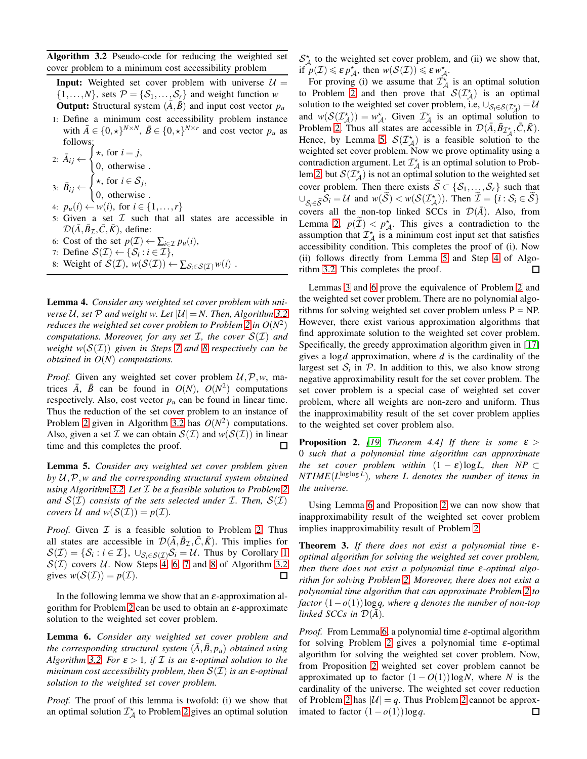**Algorithm 3.2** Pseudo-code for reducing the weighted set cover problem to a minimum cost accessibility problem

**Input:** Weighted set cover problem with universe $\mathcal{U} = \{1,\ldots,N\}$, sets $\mathcal{P} = \{\mathcal{S}_1,\ldots,\mathcal{S}_r\}$ and weight function $w$

**Output:** Structural system $(\bar{A},\bar{B})$ and input cost vector $p_u$

1: Define a minimum cost accessibility problem instance with $\bar{A} \in \{0,\star\}^{N\times N}$, $\bar{B} \in \{0,\star\}^{N\times r}$ and cost vector $p_u$ as follows:

2: $\bar{A}_{ij} \leftarrow \begin{cases} \star, & \text{for } i = j, \\ 0, & \text{otherwise} . \end{cases}$

3: $\bar{B}_{ij} \leftarrow \begin{cases} \star, & \text{for } i \in \mathcal{S}_j, \\ 0, & \text{otherwise} . \end{cases}$

4: $p_u(i) \leftarrow w(i)$, for $i \in \{1,\ldots,r\}$

5: Given a set $\mathcal{I}$ such that all states are accessible in $\mathcal{D}(\bar{A},\bar{B}_{\mathcal{I}},\bar{C},\bar{K})$, define:

6: Cost of the set $p(\mathcal{I}) \leftarrow \sum_{i\in\mathcal{I}} p_u(i)$,

7: Define $\mathcal{S}(\mathcal{I}) \leftarrow \{\mathcal{S}_i : i \in \mathcal{I}\}$,

8: Weight of $\mathcal{S}(\mathcal{I})$, $w(\mathcal{S}(\mathcal{I})) \leftarrow \sum_{\mathcal{S}_i\in\mathcal{S}(\mathcal{I})} w(i)$ .

**Lemma 4.** *Consider any weighted set cover problem with universe $\mathcal{U}$, set $\mathcal{P}$ and weight $w$. Let $|\mathcal{U}| = N$. Then, Algorithm 3.2 reduces the weighted set cover problem to Problem 2 in $O(N^2)$ computations. Moreover, for any set $\mathcal{I}$, the cover $\mathcal{S}(\mathcal{I})$ and weight $w(\mathcal{S}(\mathcal{I}))$ given in Steps 7 and 8 respectively can be obtained in $O(N)$ computations.*

*Proof.* Given any weighted set cover problem $\mathcal{U},\mathcal{P},w$, matrices $\bar{A}$, $\bar{B}$ can be found in $O(N)$, $O(N^2)$ computations respectively. Also, cost vector $p_u$ can be found in linear time. Thus the reduction of the set cover problem to an instance of Problem 2 given in Algorithm 3.2 has $O(N^2)$ computations. Also, given a set $\mathcal{I}$ we can obtain $\mathcal{S}(\mathcal{I})$ and $w(\mathcal{S}(\mathcal{I}))$ in linear time and this completes the proof. ◻

**Lemma 5.** *Consider any weighted set cover problem given by $\mathcal{U},\mathcal{P},w$ and the corresponding structural system obtained using Algorithm 3.2. Let $\mathcal{I}$ be a feasible solution to Problem 2 and $\mathcal{S}(\mathcal{I})$ consists of the sets selected under $\mathcal{I}$. Then, $\mathcal{S}(\mathcal{I})$ covers $\mathcal{U}$ and $w(\mathcal{S}(\mathcal{I})) = p(\mathcal{I})$.*

*Proof.* Given $\mathcal{I}$ is a feasible solution to Problem 2. Thus all states are accessible in $\mathcal{D}(\bar{A},\bar{B}_{\mathcal{I}},\bar{C},\bar{K})$. This implies for $\mathcal{S}(\mathcal{I}) = \{\mathcal{S}_i : i \in \mathcal{I}\}$, $\cup_{\mathcal{S}_i\in\mathcal{S}(\mathcal{I})}\mathcal{S}_i = \mathcal{U}$. Thus by Corollary 1 $\mathcal{S}(\mathcal{I})$ covers $\mathcal{U}$. Now Steps 4, 6, 7 and 8 of Algorithm 3.2 gives $w(\mathcal{S}(\mathcal{I})) = p(\mathcal{I})$. ◻

In the following lemma we show that an $\varepsilon$-approximation algorithm for Problem 2 can be used to obtain an $\varepsilon$-approximate solution to the weighted set cover problem.

**Lemma 6.** *Consider any weighted set cover problem and the corresponding structural system $(\bar{A},\bar{B},p_u)$ obtained using Algorithm 3.2. For $\varepsilon > 1$, if $\mathcal{I}$ is an $\varepsilon$-optimal solution to the minimum cost accessibility problem, then $\mathcal{S}(\mathcal{I})$ is an $\varepsilon$-optimal solution to the weighted set cover problem.*

*Proof.* The proof of this lemma is twofold: (i) we show that an optimal solution $\mathcal{I}^\star_{\mathcal{A}}$ to Problem 2 gives an optimal solution $\mathcal{S}^\star_{\mathcal{A}}$ to the weighted set cover problem, and (ii) we show that, if $p(\mathcal{I}) \leqslant \varepsilon\, p^\star_{\mathcal{A}}$, then $w(\mathcal{S}(\mathcal{I})) \leqslant \varepsilon\, w^\star_{\mathcal{A}}$.

For proving (i) we assume that $\mathcal{I}^\star_{\mathcal{A}}$ is an optimal solution to Problem 2 and then prove that $\mathcal{S}(\mathcal{I}^\star_{\mathcal{A}})$ is an optimal solution to the weighted set cover problem, i.e, $\cup_{\mathcal{S}_i\in\mathcal{S}(\mathcal{I}^\star_{\mathcal{A}})} = \mathcal{U}$ and $w(\mathcal{S}(\mathcal{I}^\star_{\mathcal{A}})) = w^\star_{\mathcal{A}}$. Given $\mathcal{I}^\star_{\mathcal{A}}$ is an optimal solution to Problem 2. Thus all states are accessible in $\mathcal{D}(\bar{A},\bar{B}_{\mathcal{I}^\star_{\mathcal{A}}},\bar{C},\bar{K})$. Hence, by Lemma 5, $\mathcal{S}(\mathcal{I}^\star_{\mathcal{A}})$ is a feasible solution to the weighted set cover problem. Now we prove optimality using a contradiction argument. Let $\mathcal{I}^\star_{\mathcal{A}}$ is an optimal solution to Problem 2, but $\mathcal{S}(\mathcal{I}^\star_{\mathcal{A}})$ is not an optimal solution to the weighted set cover problem. Then there exists $\widetilde{\mathcal{S}} \subset \{\mathcal{S}_1,\ldots,\mathcal{S}_r\}$ such that $\cup_{\mathcal{S}_i\in\widetilde{\mathcal{S}}}\mathcal{S}_i = \mathcal{U}$ and $w(\widetilde{\mathcal{S}}) < w(\mathcal{S}(\mathcal{I}^\star_{\mathcal{A}}))$. Then $\widetilde{\mathcal{I}} = \{i : \mathcal{S}_i \in \widetilde{\mathcal{S}}\}$ covers all the non-top linked SCCs in $\mathcal{D}(\bar{A})$. Also, from Lemma 2, $p(\widetilde{\mathcal{I}}) < p^\star_{\mathcal{A}}$. This gives a contradiction to the assumption that $\mathcal{I}^\star_{\mathcal{A}}$ is a minimum cost input set that satisfies accessibility condition. This completes the proof of (i). Now (ii) follows directly from Lemma 5 and Step 4 of Algorithm 3.2. This completes the proof. ◻

Lemmas 3 and 6 prove the equivalence of Problem 2 and the weighted set cover problem. There are no polynomial algorithms for solving weighted set cover problem unless P = NP. However, there exist various approximation algorithms that find approximate solution to the weighted set cover problem. Specifically, the greedy approximation algorithm given in [17] gives a $\log d$ approximation, where $d$ is the cardinality of the largest set $\mathcal{S}_i$ in $\mathcal{P}$. In addition to this, we also know strong negative approximability result for the set cover problem. The set cover problem is a special case of weighted set cover problem, where all weights are non-zero and uniform. Thus the inapproximability result of the set cover problem applies to the weighted set cover problem also.

**Proposition 2.** *[19, Theorem 4.4] If there is some $\varepsilon > 0$ such that a polynomial time algorithm can approximate the set cover problem within $(1-\varepsilon)\log L$, then $NP \subset NTIME(L^{\log\log L})$, where $L$ denotes the number of items in the universe.*

Using Lemma 6 and Proposition 2 we can now show that inapproximability result of the weighted set cover problem implies inapproximability result of Problem 2.

**Theorem 3.** *If there does not exist a polynomial time $\varepsilon$-optimal algorithm for solving the weighted set cover problem, then there does not exist a polynomial time $\varepsilon$-optimal algorithm for solving Problem 2. Moreover, there does not exist a polynomial time algorithm that can approximate Problem 2 to factor $(1-o(1))\log q$, where $q$ denotes the number of non-top linked SCCs in $\mathcal{D}(\bar{A})$.*

*Proof.* From Lemma 6, a polynomial time $\varepsilon$-optimal algorithm for solving Problem 2 gives a polynomial time $\varepsilon$-optimal algorithm for solving the weighted set cover problem. Now, from Proposition 2 weighted set cover problem cannot be approximated up to factor $(1-O(1))\log N$, where $N$ is the cardinality of the universe. The weighted set cover reduction of Problem 2 has $|\mathcal{U}| = q$. Thus Problem 2 cannot be approximated to factor $(1-o(1))\log q$. ◻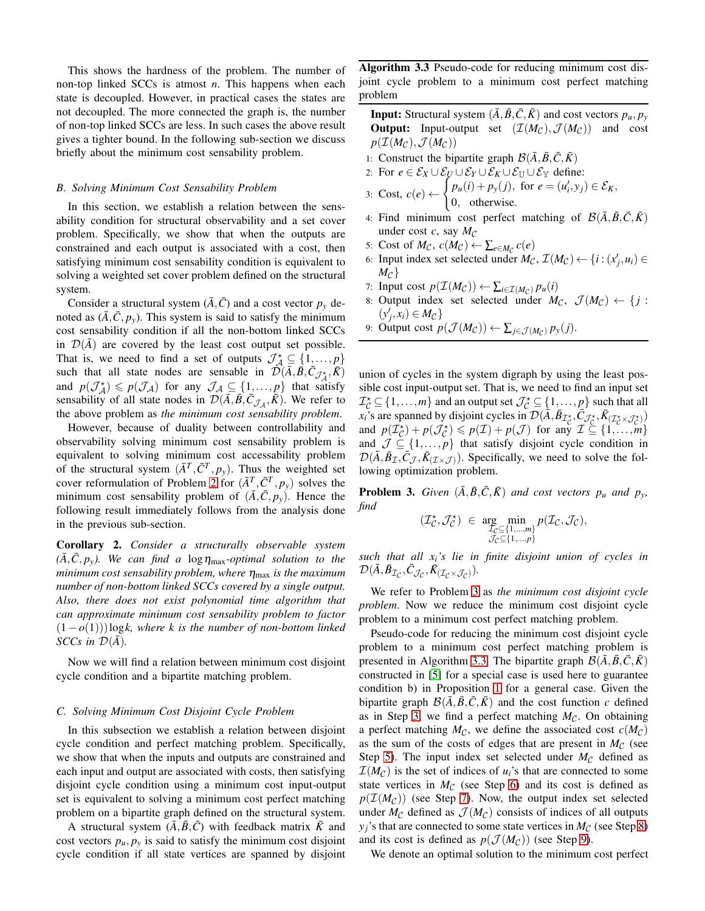This shows the hardness of the problem. The number of non-top linked SCCs is atmost $n$. This happens when each state is decoupled. However, in practical cases the states are not decoupled. The more connected the graph is, the number of non-top linked SCCs are less. In such cases the above result gives a tighter bound. In the following sub-section we discuss briefly about the minimum cost sensability problem.

### B. Solving Minimum Cost Sensability Problem

In this section, we establish a relation between the sensability condition for structural observability and a set cover problem. Specifically, we show that when the outputs are constrained and each output is associated with a cost, then satisfying minimum cost sensability condition is equivalent to solving a weighted set cover problem defined on the structural system.

Consider a structural system $(\bar{A},\bar{C})$ and a cost vector $p_y$ denoted as $(\bar{A},\bar{C},p_y)$. This system is said to satisfy the minimum cost sensability condition if all the non-bottom linked SCCs in $\mathcal{D}(\bar{A})$ are covered by the least cost output set possible. That is, we need to find a set of outputs $\mathcal{J}^\star_{\mathcal{A}} \subseteq \{1,\ldots,p\}$ such that all state nodes are sensable in $\mathcal{D}(\bar{A},\bar{B},\bar{C}_{\mathcal{J}^\star_{\mathcal{A}}},\bar{K})$ and $p(\mathcal{J}^\star_{\mathcal{A}}) \leqslant p(\mathcal{J}_{\mathcal{A}})$ for any $\mathcal{J}_{\mathcal{A}} \subseteq \{1,\ldots,p\}$ that satisfy sensability of all state nodes in $\mathcal{D}(\bar{A},\bar{B},\bar{C}_{\mathcal{J}_{\mathcal{A}}},\bar{K})$. We refer to the above problem as *the minimum cost sensability problem*.

However, because of duality between controllability and observability solving minimum cost sensability problem is equivalent to solving minimum cost accessability problem of the structural system $(\bar{A}^T,\bar{C}^T,p_y)$. Thus the weighted set cover reformulation of Problem 2 for $(\bar{A}^T,\bar{C}^T,p_y)$ solves the minimum cost sensability problem of $(\bar{A},\bar{C},p_y)$. Hence the following result immediately follows from the analysis done in the previous sub-section.

**Corollary 2.** *Consider a structurally observable system $(\bar{A},\bar{C},p_y)$. We can find a $\log\eta_{\max}$-optimal solution to the minimum cost sensability problem, where $\eta_{\max}$ is the maximum number of non-bottom linked SCCs covered by a single output. Also, there does not exist polynomial time algorithm that can approximate minimum cost sensability problem to factor $(1-o(1)))\log k$, where $k$ is the number of non-bottom linked SCCs in $\mathcal{D}(\bar{A})$.*

Now we will find a relation between minimum cost disjoint cycle condition and a bipartite matching problem.

### C. Solving Minimum Cost Disjoint Cycle Problem

In this subsection we establish a relation between disjoint cycle condition and perfect matching problem. Specifically, we show that when the inputs and outputs are constrained and each input and output are associated with costs, then satisfying disjoint cycle condition using a minimum cost input-output set is equivalent to solving a minimum cost perfect matching problem on a bipartite graph defined on the structural system.

A structural system $(\bar{A},\bar{B},\bar{C})$ with feedback matrix $\bar{K}$ and cost vectors $p_u, p_y$ is said to satisfy the minimum cost disjoint cycle condition if all state vertices are spanned by disjoint union of cycles in the system digraph by using the least possible cost input-output set. That is, we need to find an input set $\mathcal{I}^\star_{\mathcal{C}} \subseteq \{1,\ldots,m\}$ and an output set $\mathcal{J}^\star_{\mathcal{C}} \subseteq \{1,\ldots,p\}$ such that all $x_i$'s are spanned by disjoint cycles in $\mathcal{D}(\bar{A},\bar{B}_{\mathcal{I}^\star_{\mathcal{C}}},\bar{C}_{\mathcal{J}^\star_{\mathcal{C}}},\bar{K}_{(\mathcal{I}^\star_{\mathcal{C}}\times\mathcal{J}^\star_{\mathcal{C}})})$ and $p(\mathcal{I}^\star_{\mathcal{C}})+p(\mathcal{J}^\star_{\mathcal{C}}) \leqslant p(\mathcal{I})+p(\mathcal{J})$ for any $\mathcal{I} \subseteq \{1,\ldots,m\}$ and $\mathcal{J} \subseteq \{1,\ldots,p\}$ that satisfy disjoint cycle condition in $\mathcal{D}(\bar{A},\bar{B}_{\mathcal{I}},\bar{C}_{\mathcal{J}},\bar{K}_{(\mathcal{I}\times\mathcal{J})})$. Specifically, we need to solve the following optimization problem.

**Problem 3.** *Given $(\bar{A},\bar{B},\bar{C},\bar{K})$ and cost vectors $p_u$ and $p_y$, find*

$$(\mathcal{I}^\star_{\mathcal{C}},\mathcal{J}^\star_{\mathcal{C}}) \in \arg\min_{\substack{\mathcal{I}_{\mathcal{C}}\subseteq\{1,\ldots,m\}\\ \mathcal{J}_{\mathcal{C}}\subseteq\{1,\ldots,p\}}} p(\mathcal{I}_{\mathcal{C}},\mathcal{J}_{\mathcal{C}}),$$

*such that all $x_i$'s lie in finite disjoint union of cycles in $\mathcal{D}(\bar{A},\bar{B}_{\mathcal{I}_{\mathcal{C}}},\bar{C}_{\mathcal{J}_{\mathcal{C}}},\bar{K}_{(\mathcal{I}_{\mathcal{C}}\times\mathcal{J}_{\mathcal{C}})})$.*

We refer to Problem 3 as *the minimum cost disjoint cycle problem*. Now we reduce the minimum cost disjoint cycle problem to a minimum cost perfect matching problem.

Pseudo-code for reducing the minimum cost disjoint cycle problem to a minimum cost perfect matching problem is presented in Algorithm 3.3. The bipartite graph $\mathcal{B}(\bar{A},\bar{B},\bar{C},\bar{K})$ constructed in [5] for a special case is used here to guarantee condition b) in Proposition 1 for a general case. Given the bipartite graph $\mathcal{B}(\bar{A},\bar{B},\bar{C},\bar{K})$ and the cost function $c$ defined as in Step 3, we find a perfect matching $M_{\mathcal{C}}$. On obtaining a perfect matching $M_{\mathcal{C}}$, we define the associated cost $c(M_{\mathcal{C}})$ as the sum of the costs of edges that are present in $M_{\mathcal{C}}$ (see Step 5). The input index set selected under $M_{\mathcal{C}}$ defined as $\mathcal{I}(M_{\mathcal{C}})$ is the set of indices of $u_i$'s that are connected to some state vertices in $M_{\mathcal{C}}$ (see Step 6) and its cost is defined as $p(\mathcal{I}(M_{\mathcal{C}}))$ (see Step 7). Now, the output index set selected under $M_{\mathcal{C}}$ defined as $\mathcal{J}(M_{\mathcal{C}})$ consists of indices of all outputs $y_j$'s that are connected to some state vertices in $M_{\mathcal{C}}$ (see Step 8) and its cost is defined as $p(\mathcal{J}(M_{\mathcal{C}}))$ (see Step 9).

We denote an optimal solution to the minimum cost perfect

---

**Algorithm 3.3** Pseudo-code for reducing minimum cost disjoint cycle problem to a minimum cost perfect matching problem

**Input:** Structural system $(\bar{A},\bar{B},\bar{C},\bar{K})$ and cost vectors $p_u, p_y$
**Output:** Input-output set $(\mathcal{I}(M_{\mathcal{C}}),\mathcal{J}(M_{\mathcal{C}}))$ and cost $p(\mathcal{I}(M_{\mathcal{C}}),\mathcal{J}(M_{\mathcal{C}}))$

1. Construct the bipartite graph $\mathcal{B}(\bar{A},\bar{B},\bar{C},\bar{K})$
2. For $e \in \mathcal{E}_X \cup \mathcal{E}_U \cup \mathcal{E}_Y \cup \mathcal{E}_K \cup \mathcal{E}_{\mathbb{U}} \cup \mathcal{E}_{\mathbb{Y}}$ define:
3. Cost, $c(e) \leftarrow \begin{cases} p_u(i)+p_y(j), & \text{for } e=(u'_i,y_j)\in\mathcal{E}_K,\\ 0, & \text{otherwise.}\end{cases}$
4. Find minimum cost perfect matching of $\mathcal{B}(\bar{A},\bar{B},\bar{C},\bar{K})$ under cost $c$, say $M_{\mathcal{C}}$
5. Cost of $M_{\mathcal{C}}$, $c(M_{\mathcal{C}}) \leftarrow \sum_{e\in M_{\mathcal{C}}} c(e)$
6. Input index set selected under $M_{\mathcal{C}}$, $\mathcal{I}(M_{\mathcal{C}}) \leftarrow \{i : (x'_j,u_i) \in M_{\mathcal{C}}\}$
7. Input cost $p(\mathcal{I}(M_{\mathcal{C}})) \leftarrow \sum_{i\in\mathcal{I}(M_{\mathcal{C}})} p_u(i)$
8. Output index set selected under $M_{\mathcal{C}}$, $\mathcal{J}(M_{\mathcal{C}}) \leftarrow \{j : (y'_j,x_i) \in M_{\mathcal{C}}\}$
9. Output cost $p(\mathcal{J}(M_{\mathcal{C}})) \leftarrow \sum_{j\in\mathcal{J}(M_{\mathcal{C}})} p_y(j)$.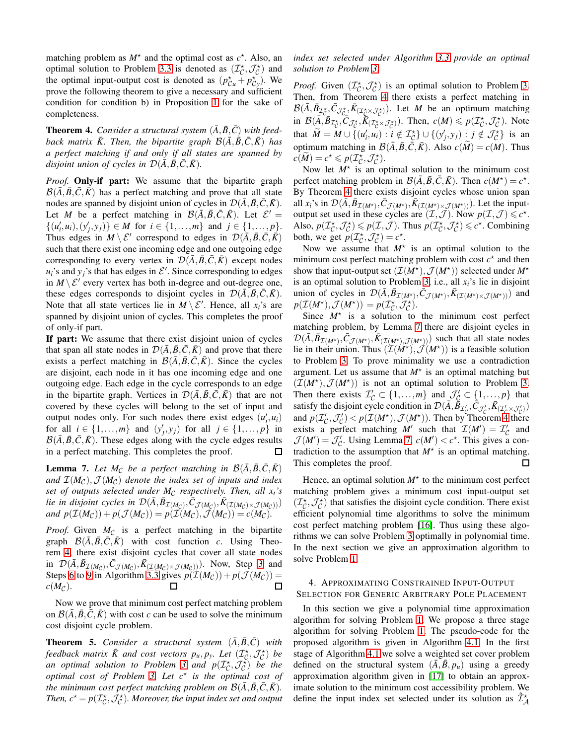matching problem as $M^\star$ and the optimal cost as $c^\star$. Also, an optimal solution to Problem 3.3 is denoted as $(\mathcal{I}^\star_{\mathcal{C}}, \mathcal{J}^\star_{\mathcal{C}})$ and the optimal input-output cost is denoted as $(p^\star_{\mathcal{C}u} + p^\star_{\mathcal{C}y})$. We prove the following theorem to give a necessary and sufficient condition for condition b) in Proposition 1 for the sake of completeness.

**Theorem 4.** *Consider a structural system $(\bar{A}, \bar{B}, \bar{C})$ with feedback matrix $\bar{K}$. Then, the bipartite graph $\mathcal{B}(\bar{A}, \bar{B}, \bar{C}, \bar{K})$ has a perfect matching if and only if all states are spanned by disjoint union of cycles in $\mathcal{D}(\bar{A}, \bar{B}, \bar{C}, \bar{K})$.*

*Proof.* **Only-if part:** We assume that the bipartite graph $\mathcal{B}(\bar{A}, \bar{B}, \bar{C}, \bar{K})$ has a perfect matching and prove that all state nodes are spanned by disjoint union of cycles in $\mathcal{D}(\bar{A}, \bar{B}, \bar{C}, \bar{K})$. Let $M$ be a perfect matching in $\mathcal{B}(\bar{A}, \bar{B}, \bar{C}, \bar{K})$. Let $\mathcal{E}' = \{(u'_i, u_i), (y'_j, y_j)\} \in M$ for $i \in \{1, \ldots, m\}$ and $j \in \{1, \ldots, p\}$. Thus edges in $M \setminus \mathcal{E}'$ correspond to edges in $\mathcal{D}(\bar{A}, \bar{B}, \bar{C}, \bar{K})$ such that there exist one incoming edge and one outgoing edge corresponding to every vertex in $\mathcal{D}(\bar{A}, \bar{B}, \bar{C}, \bar{K})$ except nodes $u_i$'s and $y_j$'s that has edges in $\mathcal{E}'$. Since corresponding to edges in $M \setminus \mathcal{E}'$ every vertex has both in-degree and out-degree one, these edges corresponds to disjoint cycles in $\mathcal{D}(\bar{A}, \bar{B}, \bar{C}, \bar{K})$. Note that all state vertices lie in $M \setminus \mathcal{E}'$. Hence, all $x_i$'s are spanned by disjoint union of cycles. This completes the proof of only-if part.

**If part:** We assume that there exist disjoint union of cycles that span all state nodes in $\mathcal{D}(\bar{A}, \bar{B}, \bar{C}, \bar{K})$ and prove that there exists a perfect matching in $\mathcal{B}(\bar{A}, \bar{B}, \bar{C}, \bar{K})$. Since the cycles are disjoint, each node in it has one incoming edge and one outgoing edge. Each edge in the cycle corresponds to an edge in the bipartite graph. Vertices in $\mathcal{D}(\bar{A}, \bar{B}, \bar{C}, \bar{K})$ that are not covered by these cycles will belong to the set of input and output nodes only. For such nodes there exist edges $(u'_i, u_i)$ for all $i \in \{1, \ldots, m\}$ and $(y'_j, y_j)$ for all $j \in \{1, \ldots, p\}$ in $\mathcal{B}(\bar{A}, \bar{B}, \bar{C}, \bar{K})$. These edges along with the cycle edges results in a perfect matching. This completes the proof. ∎

**Lemma 7.** *Let $M_{\mathcal{C}}$ be a perfect matching in $\mathcal{B}(\bar{A}, \bar{B}, \bar{C}, \bar{K})$ and $\mathcal{I}(M_{\mathcal{C}}), \mathcal{J}(M_{\mathcal{C}})$ denote the index set of inputs and index set of outputs selected under $M_{\mathcal{C}}$ respectively. Then, all $x_i$'s lie in disjoint cycles in $\mathcal{D}(\bar{A}, \bar{B}_{\mathcal{I}(M_{\mathcal{C}})}, \bar{C}_{\mathcal{J}(M_{\mathcal{C}})}, \bar{K}_{(\mathcal{I}(M_{\mathcal{C}}) \times \mathcal{J}(M_{\mathcal{C}}))})$ and $p(\mathcal{I}(M_{\mathcal{C}})) + p(\mathcal{J}(M_{\mathcal{C}})) = p(\mathcal{I}(M_{\mathcal{C}}), \mathcal{J}(M_{\mathcal{C}})) = c(M_{\mathcal{C}})$.*

*Proof.* Given $M_{\mathcal{C}}$ is a perfect matching in the bipartite graph $\mathcal{B}(\bar{A}, \bar{B}, \bar{C}, \bar{K})$ with cost function $c$. Using Theorem 4, there exist disjoint cycles that cover all state nodes in $\mathcal{D}(\bar{A}, \bar{B}_{\mathcal{I}(M_{\mathcal{C}})}, \bar{C}_{\mathcal{J}(M_{\mathcal{C}})}, \bar{K}_{(\mathcal{I}(M_{\mathcal{C}}) \times \mathcal{J}(M_{\mathcal{C}}))})$. Now, Step 3 and Steps 6 to 9 in Algorithm 3.3 gives $p(\mathcal{I}(M_{\mathcal{C}})) + p(\mathcal{J}(M_{\mathcal{C}})) = c(M_{\mathcal{C}})$. ∎ ∎

Now we prove that minimum cost perfect matching problem on $\mathcal{B}(\bar{A}, \bar{B}, \bar{C}, \bar{K})$ with cost $c$ can be used to solve the minimum cost disjoint cycle problem.

**Theorem 5.** *Consider a structural system $(\bar{A}, \bar{B}, \bar{C})$ with feedback matrix $\bar{K}$ and cost vectors $p_u, p_y$. Let $(\mathcal{I}^\star_{\mathcal{C}}, \mathcal{J}^\star_{\mathcal{C}})$ be an optimal solution to Problem 3 and $p(\mathcal{I}^\star_{\mathcal{C}}, \mathcal{J}^\star_{\mathcal{C}})$ be the optimal cost of Problem 3. Let $c^\star$ is the optimal cost of the minimum cost perfect matching problem on $\mathcal{B}(\bar{A}, \bar{B}, \bar{C}, \bar{K})$. Then, $c^\star = p(\mathcal{I}^\star_{\mathcal{C}}, \mathcal{J}^\star_{\mathcal{C}})$. Moreover, the input index set and output index set selected under Algorithm 3.3 provide an optimal solution to Problem 3.*

*Proof.* Given $(\mathcal{I}^\star_{\mathcal{C}}, \mathcal{J}^\star_{\mathcal{C}})$ is an optimal solution to Problem 3. Then, from Theorem 4 there exists a perfect matching in $\mathcal{B}(\bar{A}, \bar{B}_{\mathcal{I}^\star_{\mathcal{C}}}, \bar{C}_{\mathcal{J}^\star_{\mathcal{C}}}, \bar{K}_{(\mathcal{I}^\star_{\mathcal{C}} \times \mathcal{J}^\star_{\mathcal{C}})})$. Let $M$ be an optimum matching in $\mathcal{B}(\bar{A}, \bar{B}_{\mathcal{I}^\star_{\mathcal{C}}}, \bar{C}_{\mathcal{J}^\star_{\mathcal{C}}}, \bar{K}_{(\mathcal{I}^\star_{\mathcal{C}} \times \mathcal{J}^\star_{\mathcal{C}})})$. Then, $c(M) \leqslant p(\mathcal{I}^\star_{\mathcal{C}}, \mathcal{J}^\star_{\mathcal{C}})$. Note that $\widetilde{M} = M \cup \{(u'_i, u_i) : i \notin \mathcal{I}^\star_{\mathcal{C}}\} \cup \{(y'_j, y_j) : j \notin \mathcal{J}^\star_{\mathcal{C}}\}$ is an optimum matching in $\mathcal{B}(\bar{A}, \bar{B}, \bar{C}, \bar{K})$. Also $c(\widetilde{M}) = c(M)$. Thus $c(\widetilde{M}) = c^\star \leqslant p(\mathcal{I}^\star_{\mathcal{C}}, \mathcal{J}^\star_{\mathcal{C}})$.

Now let $M^\star$ is an optimal solution to the minimum cost perfect matching problem in $\mathcal{B}(\bar{A}, \bar{B}, \bar{C}, \bar{K})$. Then $c(M^\star) = c^\star$. By Theorem 4 there exists disjoint cycles whose union span all $x_i$'s in $\mathcal{D}(\bar{A}, \bar{B}_{\mathcal{I}(M^\star)}, \bar{C}_{\mathcal{J}(M^\star)}, \bar{K}_{(\mathcal{I}(M^\star) \times \mathcal{J}(M^\star))})$. Let the input-output set used in these cycles are $(\mathcal{I}, \mathcal{J})$. Now $p(\mathcal{I}, \mathcal{J}) \leqslant c^\star$. Also, $p(\mathcal{I}^\star_{\mathcal{C}}, \mathcal{J}^\star_{\mathcal{C}}) \leqslant p(\mathcal{I}, \mathcal{J})$. Thus $p(\mathcal{I}^\star_{\mathcal{C}}, \mathcal{J}^\star_{\mathcal{C}}) \leqslant c^\star$. Combining both, we get $p(\mathcal{I}^\star_{\mathcal{C}}, \mathcal{J}^\star_{\mathcal{C}}) = c^\star$.

Now we assume that $M^\star$ is an optimal solution to the minimum cost perfect matching problem with cost $c^\star$ and then show that input-output set $(\mathcal{I}(M^\star), \mathcal{J}(M^\star))$ selected under $M^\star$ is an optimal solution to Problem 3, i.e., all $x_i$'s lie in disjoint union of cycles in $\mathcal{D}(\bar{A}, \bar{B}_{\mathcal{I}(M^\star)}, \bar{C}_{\mathcal{J}(M^\star)}, \bar{K}_{(\mathcal{I}(M^\star) \times \mathcal{J}(M^\star))})$ and $p(\mathcal{I}(M^\star), \mathcal{J}(M^\star)) = p(\mathcal{I}^\star_{\mathcal{C}}, \mathcal{J}^\star_{\mathcal{C}})$.

Since $M^\star$ is a solution to the minimum cost perfect matching problem, by Lemma 7 there are disjoint cycles in $\mathcal{D}(\bar{A}, \bar{B}_{\mathcal{I}(M^\star)}, \bar{C}_{\mathcal{J}(M^\star)}, \bar{K}_{(\mathcal{I}(M^\star), \mathcal{J}(M^\star))})$ such that all state nodes lie in their union. Thus $(\mathcal{I}(M^\star), \mathcal{J}(M^\star))$ is a feasible solution to Problem 3. To prove minimality we use a contradiction argument. Let us assume that $M^\star$ is an optimal matching but $(\mathcal{I}(M^\star), \mathcal{J}(M^\star))$ is not an optimal solution to Problem 3. Then there exists $\mathcal{I}'_{\mathcal{C}} \subset \{1, \ldots, m\}$ and $\mathcal{J}'_{\mathcal{C}} \subset \{1, \ldots, p\}$ that satisfy the disjoint cycle condition in $\mathcal{D}(\bar{A}, \bar{B}_{\mathcal{I}'_{\mathcal{C}}}, \bar{C}_{\mathcal{J}'_{\mathcal{C}}}, \bar{K}_{(\mathcal{I}'_{\mathcal{C}} \times \mathcal{J}'_{\mathcal{C}})})$ and $p(\mathcal{I}'_{\mathcal{C}}, \mathcal{J}'_{\mathcal{C}}) < p(\mathcal{I}(M^\star), \mathcal{J}(M^\star))$. Then by Theorem 4 there exists a perfect matching $M'$ such that $\mathcal{I}(M') = \mathcal{I}'_{\mathcal{C}}$ and $\mathcal{J}(M') = \mathcal{J}'_{\mathcal{C}}$. Using Lemma 7, $c(M') < c^\star$. This gives a contradiction to the assumption that $M^\star$ is an optimal matching. This completes the proof. ∎

Hence, an optimal solution $M^\star$ to the minimum cost perfect matching problem gives a minimum cost input-output set $(\mathcal{I}^\star_{\mathcal{C}}, \mathcal{J}^\star_{\mathcal{C}})$ that satisfies the disjoint cycle condition. There exist efficient polynomial time algorithms to solve the minimum cost perfect matching problem [16]. Thus using these algorithms we can solve Problem 3 optimally in polynomial time. In the next section we give an approximation algorithm to solve Problem 1.

## 4. Approximating Constrained Input-Output Selection for Generic Arbitrary Pole Placement

In this section we give a polynomial time approximation algorithm for solving Problem 1. We propose a three stage algorithm for solving Problem 1. The pseudo-code for the proposed algorithm is given in Algorithm 4.1. In the first stage of Algorithm 4.1 we solve a weighted set cover problem defined on the structural system $(\bar{A}, \bar{B}, p_u)$ using a greedy approximation algorithm given in [17] to obtain an approximate solution to the minimum cost accessibility problem. We define the input index set selected under its solution as $\hat{\mathcal{I}}^\star_{\mathcal{A}}$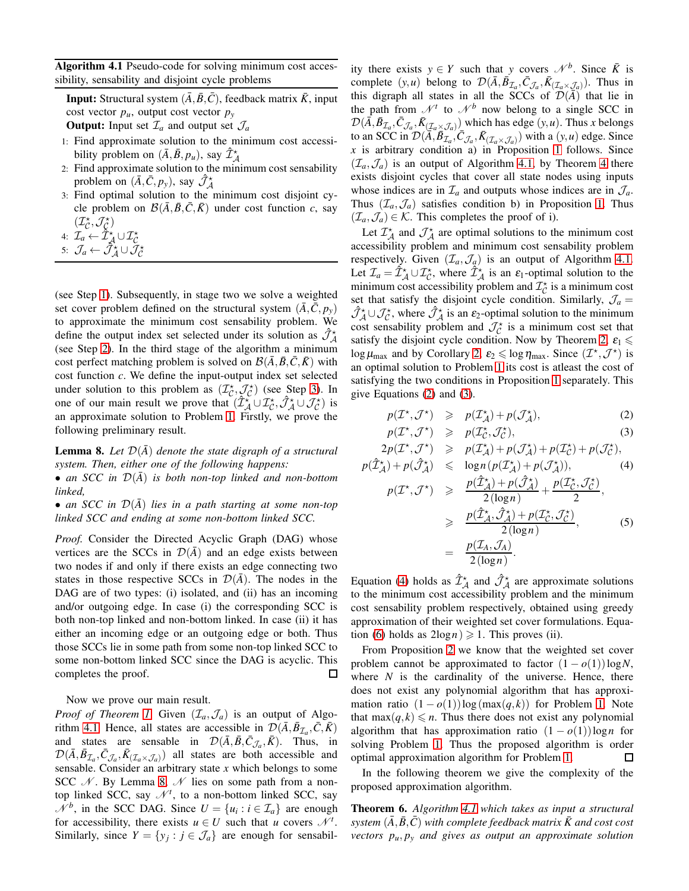**Algorithm 4.1** Pseudo-code for solving minimum cost accessibility, sensability and disjoint cycle problems

**Input:** Structural system $(\bar{A}, \bar{B}, \bar{C})$, feedback matrix $\bar{K}$, input cost vector $p_u$, output cost vector $p_y$

**Output:** Input set $\mathcal{I}_a$ and output set $\mathcal{J}_a$

1: Find approximate solution to the minimum cost accessibility problem on $(\bar{A}, \bar{B}, p_u)$, say $\hat{\mathcal{I}}^\star_{\mathcal{A}}$
2: Find approximate solution to the minimum cost sensability problem on $(\bar{A}, \bar{C}, p_y)$, say $\hat{\mathcal{J}}^\star_{\mathcal{A}}$
3: Find optimal solution to the minimum cost disjoint cycle problem on $\mathcal{B}(\bar{A}, \bar{B}, \bar{C}, \bar{K})$ under cost function $c$, say $(\mathcal{I}^\star_{\mathcal{C}}, \mathcal{J}^\star_{\mathcal{C}})$
4: $\mathcal{I}_a \leftarrow \hat{\mathcal{I}}^\star_{\mathcal{A}} \cup \mathcal{I}^\star_{\mathcal{C}}$
5: $\mathcal{J}_a \leftarrow \hat{\mathcal{J}}^\star_{\mathcal{A}} \cup \mathcal{J}^\star_{\mathcal{C}}$

(see Step 1). Subsequently, in stage two we solve a weighted set cover problem defined on the structural system $(\bar{A}, \bar{C}, p_y)$ to approximate the minimum cost sensability problem. We define the output index set selected under its solution as $\hat{\mathcal{J}}^\star_{\mathcal{A}}$ (see Step 2). In the third stage of the algorithm a minimum cost perfect matching problem is solved on $\mathcal{B}(\bar{A}, \bar{B}, \bar{C}, \bar{K})$ with cost function $c$. We define the input-output index set selected under solution to this problem as $(\mathcal{I}^\star_{\mathcal{C}}, \mathcal{J}^\star_{\mathcal{C}})$ (see Step 3). In one of our main result we prove that $(\hat{\mathcal{I}}^\star_{\mathcal{A}} \cup \mathcal{I}^\star_{\mathcal{C}}, \hat{\mathcal{J}}^\star_{\mathcal{A}} \cup \mathcal{J}^\star_{\mathcal{C}})$ is an approximate solution to Problem 1. Firstly, we prove the following preliminary result.

**Lemma 8.** *Let $\mathcal{D}(\bar{A})$ denote the state digraph of a structural system. Then, either one of the following happens:*
- *an SCC in $\mathcal{D}(\bar{A})$ is both non-top linked and non-bottom linked,*
- *an SCC in $\mathcal{D}(\bar{A})$ lies in a path starting at some non-top linked SCC and ending at some non-bottom linked SCC.*

*Proof.* Consider the Directed Acyclic Graph (DAG) whose vertices are the SCCs in $\mathcal{D}(\bar{A})$ and an edge exists between two nodes if and only if there exists an edge connecting two states in those respective SCCs in $\mathcal{D}(\bar{A})$. The nodes in the DAG are of two types: (i) isolated, and (ii) has an incoming and/or outgoing edge. In case (i) the corresponding SCC is both non-top linked and non-bottom linked. In case (ii) it has either an incoming edge or an outgoing edge or both. Thus those SCCs lie in some path from some non-top linked SCC to some non-bottom linked SCC since the DAG is acyclic. This completes the proof. □

Now we prove our main result.

*Proof of Theorem 1.* Given $(\mathcal{I}_a, \mathcal{J}_a)$ is an output of Algorithm 4.1. Hence, all states are accessible in $\mathcal{D}(\bar{A}, \bar{B}_{\mathcal{I}_a}, \bar{C}, \bar{K})$ and states are sensable in $\mathcal{D}(\bar{A}, \bar{B}, \bar{C}_{\mathcal{J}_a}, \bar{K})$. Thus, in $\mathcal{D}(\bar{A}, \bar{B}_{\mathcal{I}_a}, \bar{C}_{\mathcal{J}_a}, \bar{K}_{(\mathcal{I}_a \times \mathcal{J}_a)})$ all states are both accessible and sensable. Consider an arbitrary state $x$ which belongs to some SCC $\mathcal{N}$. By Lemma 8, $\mathcal{N}$ lies on some path from a non-top linked SCC, say $\mathcal{N}^t$, to a non-bottom linked SCC, say $\mathcal{N}^b$, in the SCC DAG. Since $U = \{u_i : i \in \mathcal{I}_a\}$ are enough for accessibility, there exists $u \in U$ such that $u$ covers $\mathcal{N}^t$. Similarly, since $Y = \{y_j : j \in \mathcal{J}_a\}$ are enough for sensability there exists $y \in Y$ such that $y$ covers $\mathcal{N}^b$. Since $\bar{K}$ is complete $(y,u)$ belong to $\mathcal{D}(\bar{A}, \bar{B}_{\mathcal{I}_a}, \bar{C}_{\mathcal{J}_a}, \bar{K}_{(\mathcal{I}_a \times \mathcal{J}_a)})$. Thus in this digraph all states in all the SCCs of $\mathcal{D}(\bar{A})$ that lie in the path from $\mathcal{N}^t$ to $\mathcal{N}^b$ now belong to a single SCC in $\mathcal{D}(\bar{A}, \bar{B}_{\mathcal{I}_a}, \bar{C}_{\mathcal{J}_a}, \bar{K}_{(\mathcal{I}_a \times \mathcal{J}_a)})$ which has edge $(y,u)$. Thus $x$ belongs to an SCC in $\mathcal{D}(\bar{A}, \bar{B}_{\mathcal{I}_a}, \bar{C}_{\mathcal{J}_a}, \bar{K}_{(\mathcal{I}_a \times \mathcal{J}_a)})$ with a $(y,u)$ edge. Since $x$ is arbitrary condition a) in Proposition 1 follows. Since $(\mathcal{I}_a, \mathcal{J}_a)$ is an output of Algorithm 4.1, by Theorem 4 there exists disjoint cycles that cover all state nodes using inputs whose indices are in $\mathcal{I}_a$ and outputs whose indices are in $\mathcal{J}_a$. Thus $(\mathcal{I}_a, \mathcal{J}_a)$ satisfies condition b) in Proposition 1. Thus $(\mathcal{I}_a, \mathcal{J}_a) \in \mathcal{K}$. This completes the proof of i).

Let $\mathcal{I}^\star_{\mathcal{A}}$ and $\mathcal{J}^\star_{\mathcal{A}}$ are optimal solutions to the minimum cost accessibility problem and minimum cost sensability problem respectively. Given $(\mathcal{I}_a, \mathcal{J}_a)$ is an output of Algorithm 4.1. Let $\mathcal{I}_a = \hat{\mathcal{I}}^\star_{\mathcal{A}} \cup \mathcal{I}^\star_{\mathcal{C}}$, where $\hat{\mathcal{I}}^\star_{\mathcal{A}}$ is an $\varepsilon_1$-optimal solution to the minimum cost accessibility problem and $\mathcal{I}^\star_{\mathcal{C}}$ is a minimum cost set that satisfy the disjoint cycle condition. Similarly, $\mathcal{J}_a = \hat{\mathcal{J}}^\star_{\mathcal{A}} \cup \mathcal{J}^\star_{\mathcal{C}}$, where $\hat{\mathcal{J}}^\star_{\mathcal{A}}$ is an $\varepsilon_2$-optimal solution to the minimum cost sensability problem and $\mathcal{J}^\star_{\mathcal{C}}$ is a minimum cost set that satisfy the disjoint cycle condition. Now by Theorem 2, $\varepsilon_1 \leqslant \log \mu_{\max}$ and by Corollary 2, $\varepsilon_2 \leqslant \log \eta_{\max}$. Since $(\mathcal{I}^\star, \mathcal{J}^\star)$ is an optimal solution to Problem 1 its cost is atleast the cost of satisfying the two conditions in Proposition 1 separately. This give Equations (2) and (3).

$$
\begin{aligned}
p(\mathcal{I}^\star, \mathcal{J}^\star) &\geqslant p(\mathcal{I}^\star_{\mathcal{A}}) + p(\mathcal{J}^\star_{\mathcal{A}}), && (2)\\
p(\mathcal{I}^\star, \mathcal{J}^\star) &\geqslant p(\mathcal{I}^\star_{\mathcal{C}}, \mathcal{J}^\star_{\mathcal{C}}), && (3)\\
2p(\mathcal{I}^\star, \mathcal{J}^\star) &\geqslant p(\mathcal{I}^\star_{\mathcal{A}}) + p(\mathcal{J}^\star_{\mathcal{A}}) + p(\mathcal{I}^\star_{\mathcal{C}}) + p(\mathcal{J}^\star_{\mathcal{C}}), &&\\
p(\hat{\mathcal{I}}^\star_{\mathcal{A}}) + p(\hat{\mathcal{J}}^\star_{\mathcal{A}}) &\leqslant \log n\,(p(\mathcal{I}^\star_{\mathcal{A}}) + p(\mathcal{J}^\star_{\mathcal{A}})), && (4)\\
p(\mathcal{I}^\star, \mathcal{J}^\star) &\geqslant \frac{p(\hat{\mathcal{I}}^\star_{\mathcal{A}}) + p(\hat{\mathcal{J}}^\star_{\mathcal{A}})}{2(\log n)} + \frac{p(\mathcal{I}^\star_{\mathcal{C}}, \mathcal{J}^\star_{\mathcal{C}})}{2}, &&\\
&\geqslant \frac{p(\hat{\mathcal{I}}^\star_{\mathcal{A}}, \hat{\mathcal{J}}^\star_{\mathcal{A}}) + p(\mathcal{I}^\star_{\mathcal{C}}, \mathcal{J}^\star_{\mathcal{C}})}{2(\log n)}, && (5)\\
&= \frac{p(\mathcal{I}_A, \mathcal{J}_A)}{2(\log n)}. &&
\end{aligned}
$$

Equation (4) holds as $\hat{\mathcal{I}}^\star_{\mathcal{A}}$ and $\hat{\mathcal{J}}^\star_{\mathcal{A}}$ are approximate solutions to the minimum cost accessibility problem and the minimum cost sensability problem respectively, obtained using greedy approximation of their weighted set cover formulations. Equation (6) holds as $2\log n) \geqslant 1$. This proves (ii).

From Proposition 2 we know that the weighted set cover problem cannot be approximated to factor $(1 - o(1))\log N$, where $N$ is the cardinality of the universe. Hence, there does not exist any polynomial algorithm that has approximation ratio $(1 - o(1))\log(\max(q,k))$ for Problem 1. Note that $\max(q,k) \leqslant n$. Thus there does not exist any polynomial algorithm that has approximation ratio $(1 - o(1))\log n$ for solving Problem 1. Thus the proposed algorithm is order optimal approximation algorithm for Problem 1. □

In the following theorem we give the complexity of the proposed approximation algorithm.

**Theorem 6.** *Algorithm 4.1 which takes as input a structural system $(\bar{A}, \bar{B}, \bar{C})$ with complete feedback matrix $\bar{K}$ and cost cost vectors $p_u, p_y$ and gives as output an approximate solution*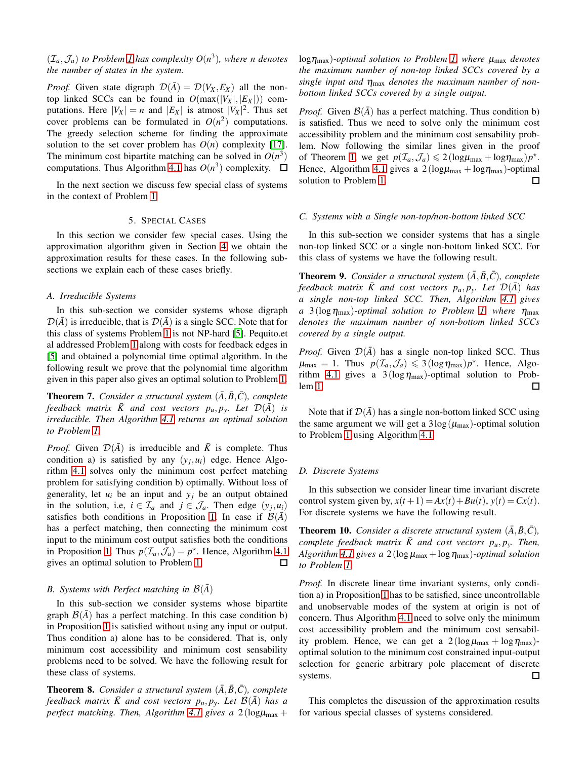$(\mathcal{I}_a, \mathcal{J}_a)$ *to Problem 1 has complexity* $O(n^3)$*, where n denotes the number of states in the system.*

*Proof.* Given state digraph $\mathcal{D}(\bar{A}) = \mathcal{D}(V_X, E_X)$ all the non-top linked SCCs can be found in $O(\max(|V_X|, |E_X|))$ computations. Here $|V_X| = n$ and $|E_X|$ is atmost $|V_X|^2$. Thus set cover problems can be formulated in $O(n^2)$ computations. The greedy selection scheme for finding the approximate solution to the set cover problem has $O(n)$ complexity [17]. The minimum cost bipartite matching can be solved in $O(n^3)$ computations. Thus Algorithm 4.1 has $O(n^3)$ complexity. □

In the next section we discuss few special class of systems in the context of Problem 1.

## 5. Special Cases

In this section we consider few special cases. Using the approximation algorithm given in Section 4 we obtain the approximation results for these cases. In the following sub-sections we explain each of these cases briefly.

### A. Irreducible Systems

In this sub-section we consider systems whose digraph $\mathcal{D}(\bar{A})$ is irreducible, that is $\mathcal{D}(\bar{A})$ is a single SCC. Note that for this class of systems Problem 1 is not NP-hard [5]. Pequito.et al addressed Problem 1 along with costs for feedback edges in [5] and obtained a polynomial time optimal algorithm. In the following result we prove that the polynomial time algorithm given in this paper also gives an optimal solution to Problem 1.

**Theorem 7.** *Consider a structural system* $(\bar{A}, \bar{B}, \bar{C})$*, complete feedback matrix* $\bar{K}$ *and cost vectors* $p_u, p_y$*. Let* $\mathcal{D}(\bar{A})$ *is irreducible. Then Algorithm 4.1 returns an optimal solution to Problem 1.*

*Proof.* Given $\mathcal{D}(\bar{A})$ is irreducible and $\bar{K}$ is complete. Thus condition a) is satisfied by any $(y_j, u_i)$ edge. Hence Algorithm 4.1 solves only the minimum cost perfect matching problem for satisfying condition b) optimally. Without loss of generality, let $u_i$ be an input and $y_j$ be an output obtained in the solution, i.e, $i \in \mathcal{I}_a$ and $j \in \mathcal{J}_a$. Then edge $(y_j, u_i)$ satisfies both conditions in Proposition 1. In case if $\mathcal{B}(\bar{A})$ has a perfect matching, then connecting the minimum cost input to the minimum cost output satisfies both the conditions in Proposition 1. Thus $p(\mathcal{I}_a, \mathcal{J}_a) = p^\star$. Hence, Algorithm 4.1 gives an optimal solution to Problem 1. □

### B. Systems with Perfect matching in $\mathcal{B}(\bar{A})$

In this sub-section we consider systems whose bipartite graph $\mathcal{B}(\bar{A})$ has a perfect matching. In this case condition b) in Proposition 1 is satisfied without using any input or output. Thus condition a) alone has to be considered. That is, only minimum cost accessibility and minimum cost sensability problems need to be solved. We have the following result for these class of systems.

**Theorem 8.** *Consider a structural system* $(\bar{A}, \bar{B}, \bar{C})$*, complete feedback matrix* $\bar{K}$ *and cost vectors* $p_u, p_y$*. Let* $\mathcal{B}(\bar{A})$ *has a perfect matching. Then, Algorithm 4.1 gives a* $2\,(\log\mu_{\max} + \log\eta_{\max})$*-optimal solution to Problem 1, where* $\mu_{\max}$ *denotes the maximum number of non-top linked SCCs covered by a single input and* $\eta_{\max}$ *denotes the maximum number of non-bottom linked SCCs covered by a single output.*

*Proof.* Given $\mathcal{B}(\bar{A})$ has a perfect matching. Thus condition b) is satisfied. Thus we need to solve only the minimum cost accessibility problem and the minimum cost sensability problem. Now following the similar lines given in the proof of Theorem 1, we get $p(\mathcal{I}_a, \mathcal{J}_a) \leqslant 2\,(\log\mu_{\max} + \log\eta_{\max})p^\star$. Hence, Algorithm 4.1 gives a $2\,(\log\mu_{\max} + \log\eta_{\max})$-optimal solution to Problem 1. □

### C. Systems with a Single non-top/non-bottom linked SCC

In this sub-section we consider systems that has a single non-top linked SCC or a single non-bottom linked SCC. For this class of systems we have the following result.

**Theorem 9.** *Consider a structural system* $(\bar{A}, \bar{B}, \bar{C})$*, complete feedback matrix* $\bar{K}$ *and cost vectors* $p_u, p_y$*. Let* $\mathcal{D}(\bar{A})$ *has a single non-top linked SCC. Then, Algorithm 4.1 gives a* $3\,(\log\eta_{\max})$*-optimal solution to Problem 1, where* $\eta_{\max}$ *denotes the maximum number of non-bottom linked SCCs covered by a single output.*

*Proof.* Given $\mathcal{D}(\bar{A})$ has a single non-top linked SCC. Thus $\mu_{\max} = 1$. Thus $p(\mathcal{I}_a, \mathcal{J}_a) \leqslant 3\,(\log\eta_{\max})p^\star$. Hence, Algorithm 4.1 gives a $3\,(\log\eta_{\max})$-optimal solution to Problem 1. □

Note that if $\mathcal{D}(\bar{A})$ has a single non-bottom linked SCC using the same argument we will get a $3\log(\mu_{\max})$-optimal solution to Problem 1 using Algorithm 4.1.

### D. Discrete Systems

In this subsection we consider linear time invariant discrete control system given by, $x(t+1) = Ax(t) + Bu(t)$, $y(t) = Cx(t)$. For discrete systems we have the following result.

**Theorem 10.** *Consider a discrete structural system* $(\bar{A}, \bar{B}, \bar{C})$*, complete feedback matrix* $\bar{K}$ *and cost vectors* $p_u, p_y$*. Then, Algorithm 4.1 gives a* $2\,(\log\mu_{\max} + \log\eta_{\max})$*-optimal solution to Problem 1.*

*Proof.* In discrete linear time invariant systems, only condition a) in Proposition 1 has to be satisfied, since uncontrollable and unobservable modes of the system at origin is not of concern. Thus Algorithm 4.1 need to solve only the minimum cost accessibility problem and the minimum cost sensability problem. Hence, we can get a $2\,(\log\mu_{\max} + \log\eta_{\max})$-optimal solution to the minimum cost constrained input-output selection for generic arbitrary pole placement of discrete systems. □

This completes the discussion of the approximation results for various special classes of systems considered.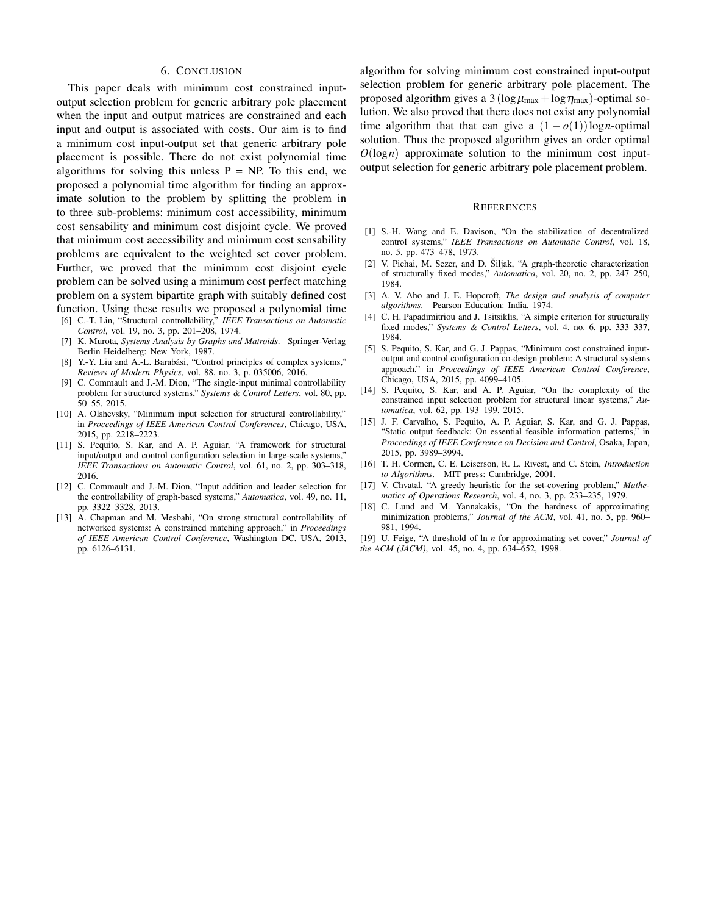## 6. Conclusion

This paper deals with minimum cost constrained input-output selection problem for generic arbitrary pole placement when the input and output matrices are constrained and each input and output is associated with costs. Our aim is to find a minimum cost input-output set that generic arbitrary pole placement is possible. There do not exist polynomial time algorithms for solving this unless P = NP. To this end, we proposed a polynomial time algorithm for finding an approximate solution to the problem by splitting the problem in to three sub-problems: minimum cost accessibility, minimum cost sensability and minimum cost disjoint cycle. We proved that minimum cost accessibility and minimum cost sensability problems are equivalent to the weighted set cover problem. Further, we proved that the minimum cost disjoint cycle problem can be solved using a minimum cost perfect matching problem on a system bipartite graph with suitably defined cost function. Using these results we proposed a polynomial time algorithm for solving minimum cost constrained input-output selection problem for generic arbitrary pole placement. The proposed algorithm gives a $3\,(\log\mu_{\max} + \log\eta_{\max})$-optimal solution. We also proved that there does not exist any polynomial time algorithm that that can give a $(1-o(1))\log n$-optimal solution. Thus the proposed algorithm gives an order optimal $O(\log n)$ approximate solution to the minimum cost input-output selection for generic arbitrary pole placement problem.

## References

[1] S.-H. Wang and E. Davison, "On the stabilization of decentralized control systems," *IEEE Transactions on Automatic Control*, vol. 18, no. 5, pp. 473–478, 1973.

[2] V. Pichai, M. Sezer, and D. Šiljak, "A graph-theoretic characterization of structurally fixed modes," *Automatica*, vol. 20, no. 2, pp. 247–250, 1984.

[3] A. V. Aho and J. E. Hopcroft, *The design and analysis of computer algorithms*. Pearson Education: India, 1974.

[4] C. H. Papadimitriou and J. Tsitsiklis, "A simple criterion for structurally fixed modes," *Systems & Control Letters*, vol. 4, no. 6, pp. 333–337, 1984.

[5] S. Pequito, S. Kar, and G. J. Pappas, "Minimum cost constrained input-output and control configuration co-design problem: A structural systems approach," in *Proceedings of IEEE American Control Conference*, Chicago, USA, 2015, pp. 4099–4105.

[6] C.-T. Lin, "Structural controllability," *IEEE Transactions on Automatic Control*, vol. 19, no. 3, pp. 201–208, 1974.

[7] K. Murota, *Systems Analysis by Graphs and Matroids*. Springer-Verlag Berlin Heidelberg: New York, 1987.

[8] Y.-Y. Liu and A.-L. Barabási, "Control principles of complex systems," *Reviews of Modern Physics*, vol. 88, no. 3, p. 035006, 2016.

[9] C. Commault and J.-M. Dion, "The single-input minimal controllability problem for structured systems," *Systems & Control Letters*, vol. 80, pp. 50–55, 2015.

[10] A. Olshevsky, "Minimum input selection for structural controllability," in *Proceedings of IEEE American Control Conferences*, Chicago, USA, 2015, pp. 2218–2223.

[11] S. Pequito, S. Kar, and A. P. Aguiar, "A framework for structural input/output and control configuration selection in large-scale systems," *IEEE Transactions on Automatic Control*, vol. 61, no. 2, pp. 303–318, 2016.

[12] C. Commault and J.-M. Dion, "Input addition and leader selection for the controllability of graph-based systems," *Automatica*, vol. 49, no. 11, pp. 3322–3328, 2013.

[13] A. Chapman and M. Mesbahi, "On strong structural controllability of networked systems: A constrained matching approach," in *Proceedings of IEEE American Control Conference*, Washington DC, USA, 2013, pp. 6126–6131.

[14] S. Pequito, S. Kar, and A. P. Aguiar, "On the complexity of the constrained input selection problem for structural linear systems," *Automatica*, vol. 62, pp. 193–199, 2015.

[15] J. F. Carvalho, S. Pequito, A. P. Aguiar, S. Kar, and G. J. Pappas, "Static output feedback: On essential feasible information patterns," in *Proceedings of IEEE Conference on Decision and Control*, Osaka, Japan, 2015, pp. 3989–3994.

[16] T. H. Cormen, C. E. Leiserson, R. L. Rivest, and C. Stein, *Introduction to Algorithms*. MIT press: Cambridge, 2001.

[17] V. Chvatal, "A greedy heuristic for the set-covering problem," *Mathematics of Operations Research*, vol. 4, no. 3, pp. 233–235, 1979.

[18] C. Lund and M. Yannakakis, "On the hardness of approximating minimization problems," *Journal of the ACM*, vol. 41, no. 5, pp. 960–981, 1994.

[19] U. Feige, "A threshold of ln $n$ for approximating set cover," *Journal of the ACM (JACM)*, vol. 45, no. 4, pp. 634–652, 1998.